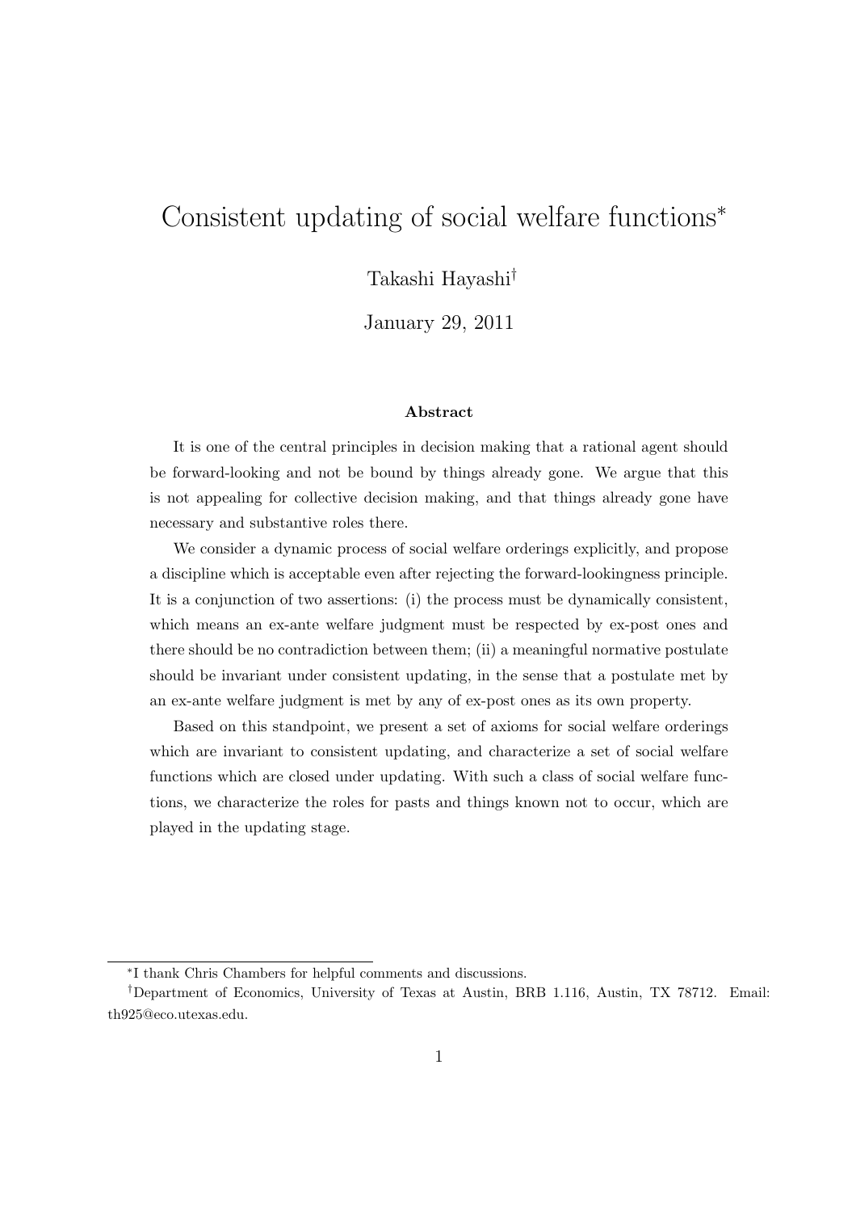# Consistent updating of social welfare functions[*]

Takashi Hayashi[†]

January 29, 2011

### Abstract

It is one of the central principles in decision making that a rational agent should be forward-looking and not be bound by things already gone. We argue that this is not appealing for collective decision making, and that things already gone have necessary and substantive roles there.

We consider a dynamic process of social welfare orderings explicitly, and propose a discipline which is acceptable even after rejecting the forward-lookingness principle. It is a conjunction of two assertions: (i) the process must be dynamically consistent, which means an ex-ante welfare judgment must be respected by ex-post ones and there should be no contradiction between them; (ii) a meaningful normative postulate should be invariant under consistent updating, in the sense that a postulate met by an ex-ante welfare judgment is met by any of ex-post ones as its own property.

Based on this standpoint, we present a set of axioms for social welfare orderings which are invariant to consistent updating, and characterize a set of social welfare functions which are closed under updating. With such a class of social welfare functions, we characterize the roles for pasts and things known not to occur, which are played in the updating stage.

---

[*] I thank Chris Chambers for helpful comments and discussions.

[†] Department of Economics, University of Texas at Austin, BRB 1.116, Austin, TX 78712. Email: th925@eco.utexas.edu.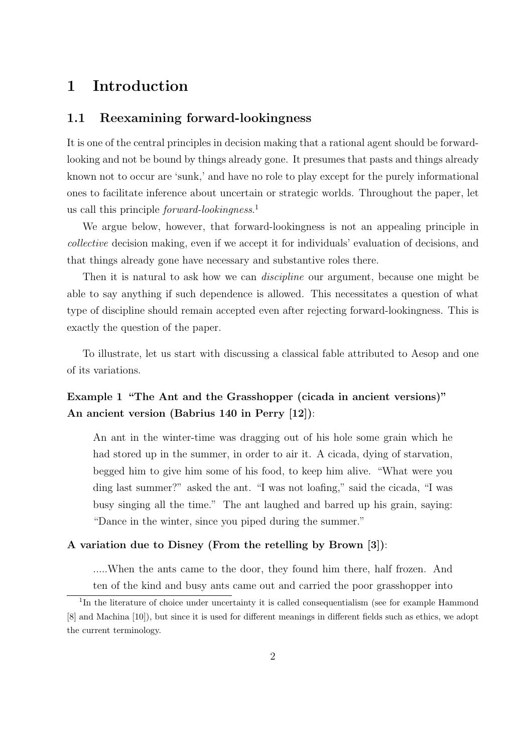# 1 Introduction

## 1.1 Reexamining forward-lookingness

It is one of the central principles in decision making that a rational agent should be forward-looking and not be bound by things already gone. It presumes that pasts and things already known not to occur are 'sunk,' and have no role to play except for the purely informational ones to facilitate inference about uncertain or strategic worlds. Throughout the paper, let us call this principle *forward-lookingness*.[1]

We argue below, however, that forward-lookingness is not an appealing principle in *collective* decision making, even if we accept it for individuals' evaluation of decisions, and that things already gone have necessary and substantive roles there.

Then it is natural to ask how we can *discipline* our argument, because one might be able to say anything if such dependence is allowed. This necessitates a question of what type of discipline should remain accepted even after rejecting forward-lookingness. This is exactly the question of the paper.

To illustrate, let us start with discussing a classical fable attributed to Aesop and one of its variations.

**Example 1 "The Ant and the Grasshopper (cicada in ancient versions)"**
**An ancient version (Babrius 140 in Perry [12])**:

> An ant in the winter-time was dragging out of his hole some grain which he had stored up in the summer, in order to air it. A cicada, dying of starvation, begged him to give him some of his food, to keep him alive. "What were you ding last summer?" asked the ant. "I was not loafing," said the cicada, "I was busy singing all the time." The ant laughed and barred up his grain, saying: "Dance in the winter, since you piped during the summer."

**A variation due to Disney (From the retelling by Brown [3])**:

> .....When the ants came to the door, they found him there, half frozen. And ten of the kind and busy ants came out and carried the poor grasshopper into

[1] In the literature of choice under uncertainty it is called consequentialism (see for example Hammond [8] and Machina [10]), but since it is used for different meanings in different fields such as ethics, we adopt the current terminology.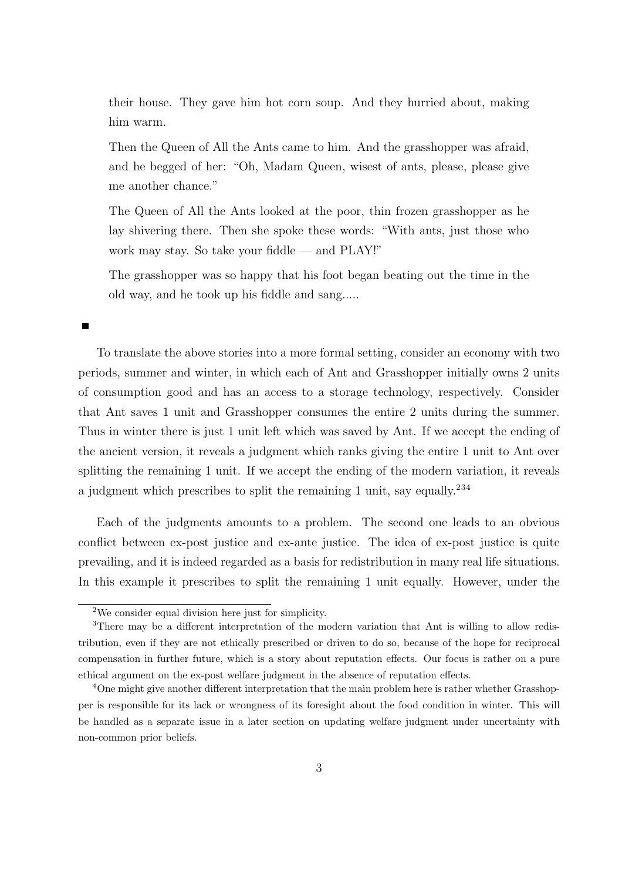their house. They gave him hot corn soup. And they hurried about, making him warm.

Then the Queen of All the Ants came to him. And the grasshopper was afraid, and he begged of her: "Oh, Madam Queen, wisest of ants, please, please give me another chance."

The Queen of All the Ants looked at the poor, thin frozen grasshopper as he lay shivering there. Then she spoke these words: "With ants, just those who work may stay. So take your fiddle — and PLAY!"

The grasshopper was so happy that his foot began beating out the time in the old way, and he took up his fiddle and sang.....

■

To translate the above stories into a more formal setting, consider an economy with two periods, summer and winter, in which each of Ant and Grasshopper initially owns 2 units of consumption good and has an access to a storage technology, respectively. Consider that Ant saves 1 unit and Grasshopper consumes the entire 2 units during the summer. Thus in winter there is just 1 unit left which was saved by Ant. If we accept the ending of the ancient version, it reveals a judgment which ranks giving the entire 1 unit to Ant over splitting the remaining 1 unit. If we accept the ending of the modern variation, it reveals a judgment which prescribes to split the remaining 1 unit, say equally.[2][3][4]

Each of the judgments amounts to a problem. The second one leads to an obvious conflict between ex-post justice and ex-ante justice. The idea of ex-post justice is quite prevailing, and it is indeed regarded as a basis for redistribution in many real life situations. In this example it prescribes to split the remaining 1 unit equally. However, under the

[2] We consider equal division here just for simplicity.

[3] There may be a different interpretation of the modern variation that Ant is willing to allow redistribution, even if they are not ethically prescribed or driven to do so, because of the hope for reciprocal compensation in further future, which is a story about reputation effects. Our focus is rather on a pure ethical argument on the ex-post welfare judgment in the absence of reputation effects.

[4] One might give another different interpretation that the main problem here is rather whether Grasshopper is responsible for its lack or wrongness of its foresight about the food condition in winter. This will be handled as a separate issue in a later section on updating welfare judgment under uncertainty with non-common prior beliefs.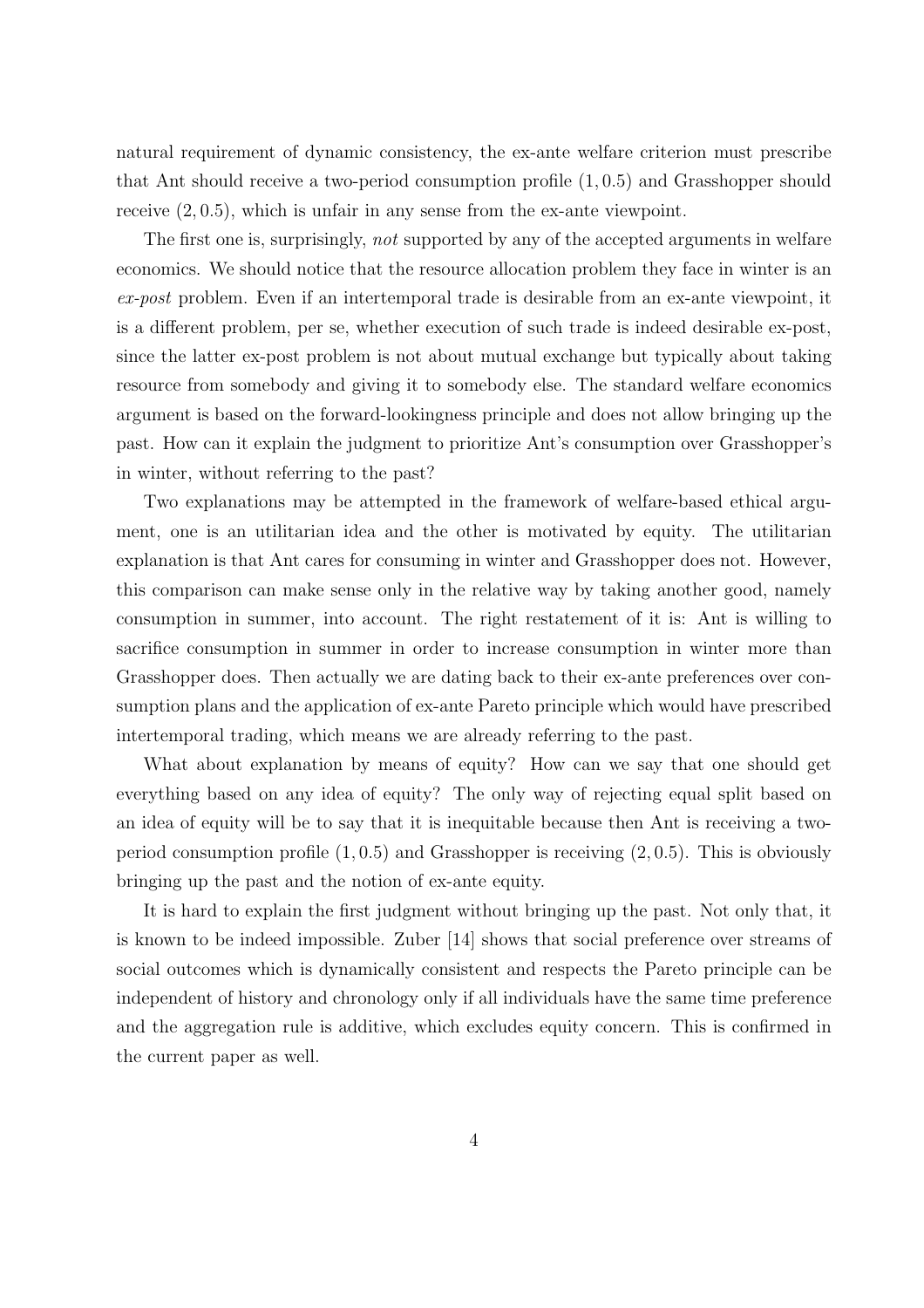natural requirement of dynamic consistency, the ex-ante welfare criterion must prescribe that Ant should receive a two-period consumption profile $(1, 0.5)$ and Grasshopper should receive $(2, 0.5)$, which is unfair in any sense from the ex-ante viewpoint.

The first one is, surprisingly, *not* supported by any of the accepted arguments in welfare economics. We should notice that the resource allocation problem they face in winter is an *ex-post* problem. Even if an intertemporal trade is desirable from an ex-ante viewpoint, it is a different problem, per se, whether execution of such trade is indeed desirable ex-post, since the latter ex-post problem is not about mutual exchange but typically about taking resource from somebody and giving it to somebody else. The standard welfare economics argument is based on the forward-lookingness principle and does not allow bringing up the past. How can it explain the judgment to prioritize Ant's consumption over Grasshopper's in winter, without referring to the past?

Two explanations may be attempted in the framework of welfare-based ethical argument, one is an utilitarian idea and the other is motivated by equity. The utilitarian explanation is that Ant cares for consuming in winter and Grasshopper does not. However, this comparison can make sense only in the relative way by taking another good, namely consumption in summer, into account. The right restatement of it is: Ant is willing to sacrifice consumption in summer in order to increase consumption in winter more than Grasshopper does. Then actually we are dating back to their ex-ante preferences over consumption plans and the application of ex-ante Pareto principle which would have prescribed intertemporal trading, which means we are already referring to the past.

What about explanation by means of equity? How can we say that one should get everything based on any idea of equity? The only way of rejecting equal split based on an idea of equity will be to say that it is inequitable because then Ant is receiving a two-period consumption profile $(1, 0.5)$ and Grasshopper is receiving $(2, 0.5)$. This is obviously bringing up the past and the notion of ex-ante equity.

It is hard to explain the first judgment without bringing up the past. Not only that, it is known to be indeed impossible. Zuber [14] shows that social preference over streams of social outcomes which is dynamically consistent and respects the Pareto principle can be independent of history and chronology only if all individuals have the same time preference and the aggregation rule is additive, which excludes equity concern. This is confirmed in the current paper as well.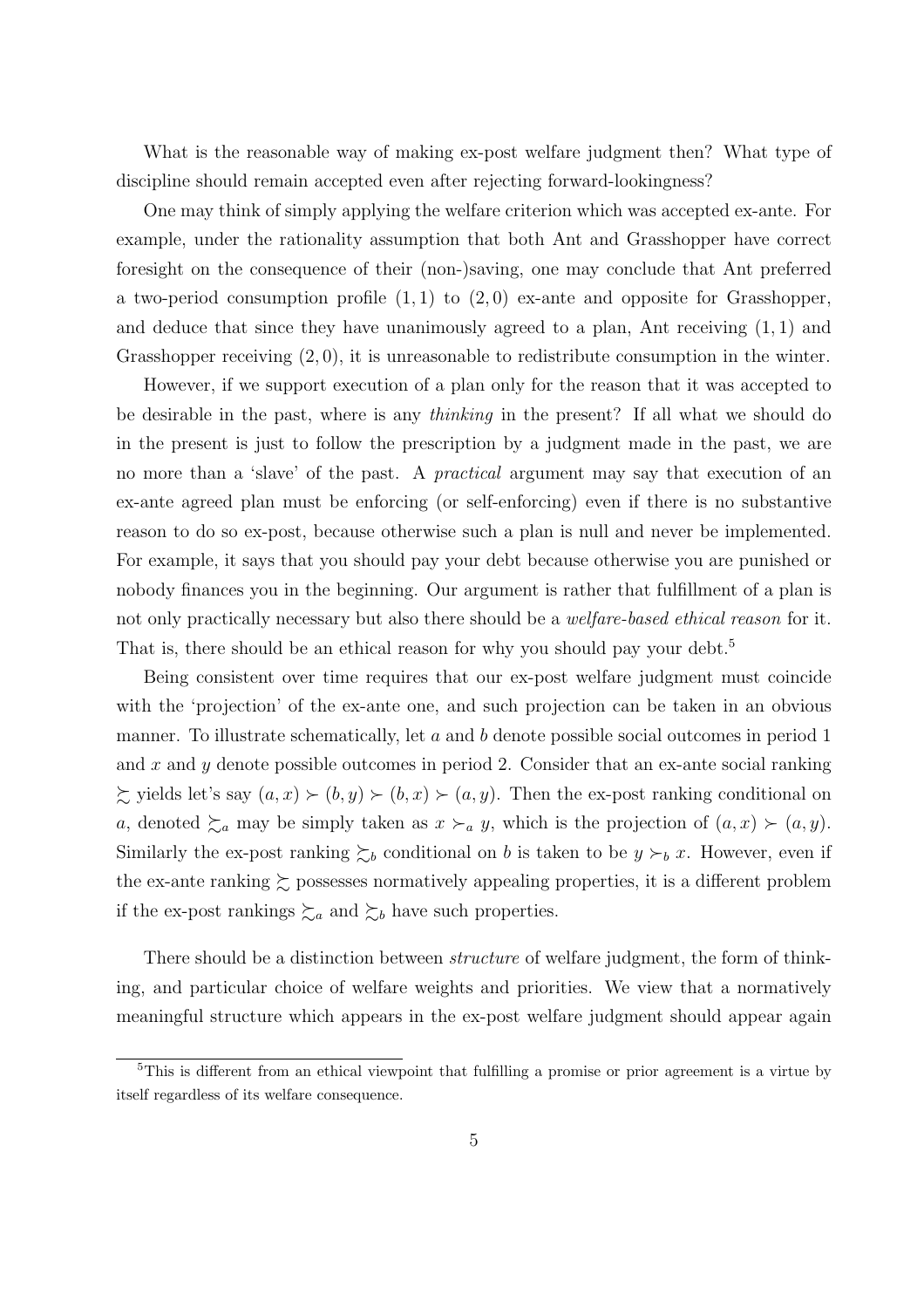What is the reasonable way of making ex-post welfare judgment then? What type of discipline should remain accepted even after rejecting forward-lookingness?

One may think of simply applying the welfare criterion which was accepted ex-ante. For example, under the rationality assumption that both Ant and Grasshopper have correct foresight on the consequence of their (non-)saving, one may conclude that Ant preferred a two-period consumption profile $(1, 1)$ to $(2, 0)$ ex-ante and opposite for Grasshopper, and deduce that since they have unanimously agreed to a plan, Ant receiving $(1, 1)$ and Grasshopper receiving $(2, 0)$, it is unreasonable to redistribute consumption in the winter.

However, if we support execution of a plan only for the reason that it was accepted to be desirable in the past, where is any *thinking* in the present? If all what we should do in the present is just to follow the prescription by a judgment made in the past, we are no more than a 'slave' of the past. A *practical* argument may say that execution of an ex-ante agreed plan must be enforcing (or self-enforcing) even if there is no substantive reason to do so ex-post, because otherwise such a plan is null and never be implemented. For example, it says that you should pay your debt because otherwise you are punished or nobody finances you in the beginning. Our argument is rather that fulfillment of a plan is not only practically necessary but also there should be a *welfare-based ethical reason* for it. That is, there should be an ethical reason for why you should pay your debt.[5]

Being consistent over time requires that our ex-post welfare judgment must coincide with the 'projection' of the ex-ante one, and such projection can be taken in an obvious manner. To illustrate schematically, let $a$ and $b$ denote possible social outcomes in period 1 and $x$ and $y$ denote possible outcomes in period 2. Consider that an ex-ante social ranking $\succsim$ yields let's say $(a, x) \succ (b, y) \succ (b, x) \succ (a, y)$. Then the ex-post ranking conditional on $a$, denoted $\succsim_a$ may be simply taken as $x \succ_a y$, which is the projection of $(a, x) \succ (a, y)$. Similarly the ex-post ranking $\succsim_b$ conditional on $b$ is taken to be $y \succ_b x$. However, even if the ex-ante ranking $\succsim$ possesses normatively appealing properties, it is a different problem if the ex-post rankings $\succsim_a$ and $\succsim_b$ have such properties.

There should be a distinction between *structure* of welfare judgment, the form of thinking, and particular choice of welfare weights and priorities. We view that a normatively meaningful structure which appears in the ex-post welfare judgment should appear again

[5] This is different from an ethical viewpoint that fulfilling a promise or prior agreement is a virtue by itself regardless of its welfare consequence.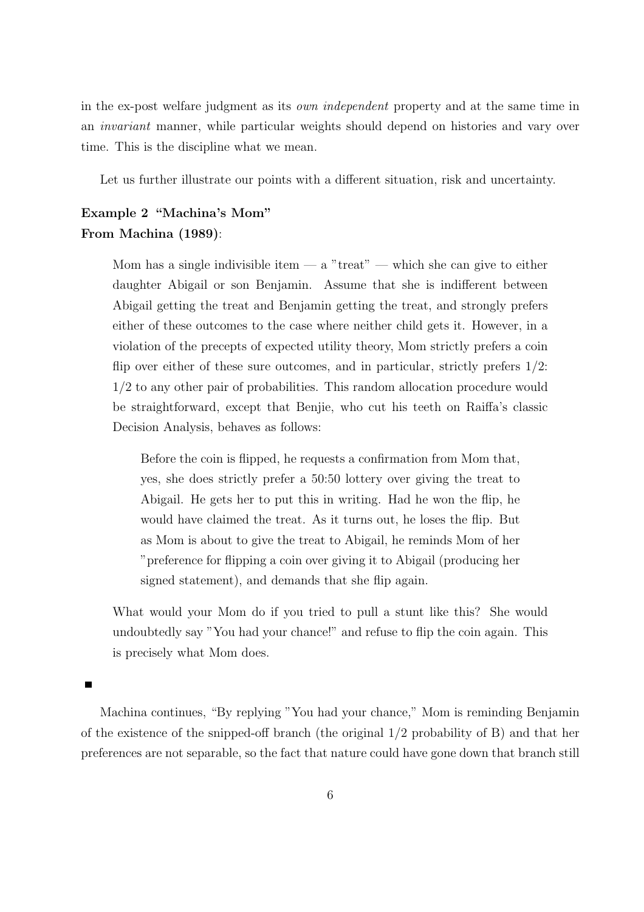in the ex-post welfare judgment as its *own independent* property and at the same time in an *invariant* manner, while particular weights should depend on histories and vary over time. This is the discipline what we mean.

Let us further illustrate our points with a different situation, risk and uncertainty.

**Example 2 "Machina's Mom"**
**From Machina (1989)**:

> Mom has a single indivisible item — a "treat" — which she can give to either daughter Abigail or son Benjamin. Assume that she is indifferent between Abigail getting the treat and Benjamin getting the treat, and strongly prefers either of these outcomes to the case where neither child gets it. However, in a violation of the precepts of expected utility theory, Mom strictly prefers a coin flip over either of these sure outcomes, and in particular, strictly prefers 1/2: 1/2 to any other pair of probabilities. This random allocation procedure would be straightforward, except that Benjie, who cut his teeth on Raiffa's classic Decision Analysis, behaves as follows:
>
> > Before the coin is flipped, he requests a confirmation from Mom that, yes, she does strictly prefer a 50:50 lottery over giving the treat to Abigail. He gets her to put this in writing. Had he won the flip, he would have claimed the treat. As it turns out, he loses the flip. But as Mom is about to give the treat to Abigail, he reminds Mom of her "preference for flipping a coin over giving it to Abigail (producing her signed statement), and demands that she flip again.
>
> What would your Mom do if you tried to pull a stunt like this? She would undoubtedly say "You had your chance!" and refuse to flip the coin again. This is precisely what Mom does.

■

Machina continues, "By replying "You had your chance," Mom is reminding Benjamin of the existence of the snipped-off branch (the original 1/2 probability of B) and that her preferences are not separable, so the fact that nature could have gone down that branch still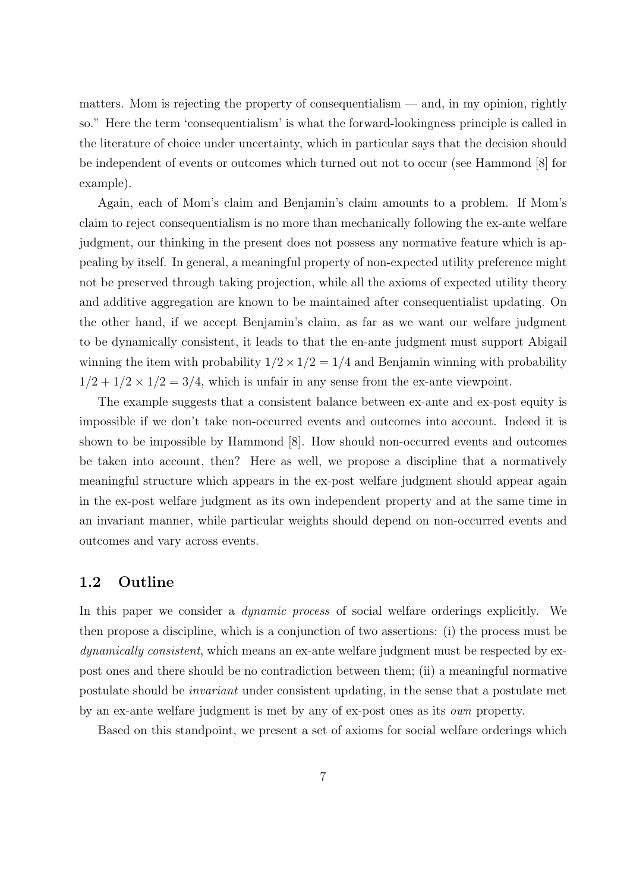matters. Mom is rejecting the property of consequentialism — and, in my opinion, rightly so." Here the term 'consequentialism' is what the forward-lookingness principle is called in the literature of choice under uncertainty, which in particular says that the decision should be independent of events or outcomes which turned out not to occur (see Hammond [8] for example).

Again, each of Mom's claim and Benjamin's claim amounts to a problem. If Mom's claim to reject consequentialism is no more than mechanically following the ex-ante welfare judgment, our thinking in the present does not possess any normative feature which is appealing by itself. In general, a meaningful property of non-expected utility preference might not be preserved through taking projection, while all the axioms of expected utility theory and additive aggregation are known to be maintained after consequentialist updating. On the other hand, if we accept Benjamin's claim, as far as we want our welfare judgment to be dynamically consistent, it leads to that the en-ante judgment must support Abigail winning the item with probability $1/2 \times 1/2 = 1/4$ and Benjamin winning with probability $1/2 + 1/2 \times 1/2 = 3/4$, which is unfair in any sense from the ex-ante viewpoint.

The example suggests that a consistent balance between ex-ante and ex-post equity is impossible if we don't take non-occurred events and outcomes into account. Indeed it is shown to be impossible by Hammond [8]. How should non-occurred events and outcomes be taken into account, then? Here as well, we propose a discipline that a normatively meaningful structure which appears in the ex-post welfare judgment should appear again in the ex-post welfare judgment as its own independent property and at the same time in an invariant manner, while particular weights should depend on non-occurred events and outcomes and vary across events.

## 1.2 Outline

In this paper we consider a *dynamic process* of social welfare orderings explicitly. We then propose a discipline, which is a conjunction of two assertions: (i) the process must be *dynamically consistent*, which means an ex-ante welfare judgment must be respected by ex-post ones and there should be no contradiction between them; (ii) a meaningful normative postulate should be *invariant* under consistent updating, in the sense that a postulate met by an ex-ante welfare judgment is met by any of ex-post ones as its *own* property.

Based on this standpoint, we present a set of axioms for social welfare orderings which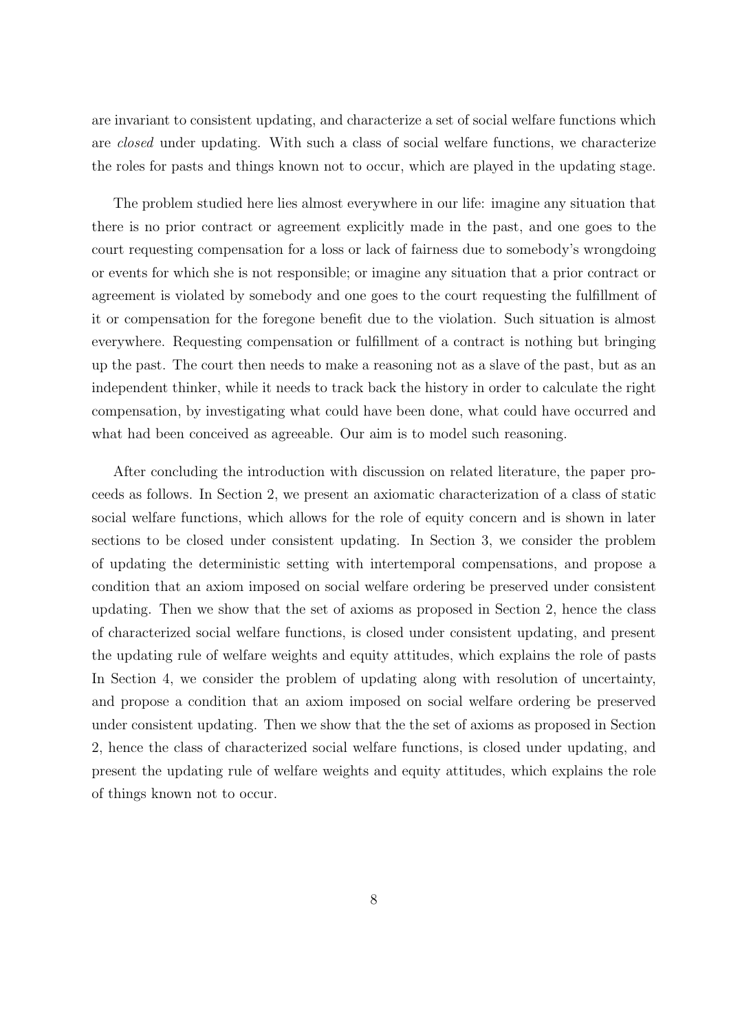are invariant to consistent updating, and characterize a set of social welfare functions which are *closed* under updating. With such a class of social welfare functions, we characterize the roles for pasts and things known not to occur, which are played in the updating stage.

The problem studied here lies almost everywhere in our life: imagine any situation that there is no prior contract or agreement explicitly made in the past, and one goes to the court requesting compensation for a loss or lack of fairness due to somebody's wrongdoing or events for which she is not responsible; or imagine any situation that a prior contract or agreement is violated by somebody and one goes to the court requesting the fulfillment of it or compensation for the foregone benefit due to the violation. Such situation is almost everywhere. Requesting compensation or fulfillment of a contract is nothing but bringing up the past. The court then needs to make a reasoning not as a slave of the past, but as an independent thinker, while it needs to track back the history in order to calculate the right compensation, by investigating what could have been done, what could have occurred and what had been conceived as agreeable. Our aim is to model such reasoning.

After concluding the introduction with discussion on related literature, the paper proceeds as follows. In Section 2, we present an axiomatic characterization of a class of static social welfare functions, which allows for the role of equity concern and is shown in later sections to be closed under consistent updating. In Section 3, we consider the problem of updating the deterministic setting with intertemporal compensations, and propose a condition that an axiom imposed on social welfare ordering be preserved under consistent updating. Then we show that the set of axioms as proposed in Section 2, hence the class of characterized social welfare functions, is closed under consistent updating, and present the updating rule of welfare weights and equity attitudes, which explains the role of pasts In Section 4, we consider the problem of updating along with resolution of uncertainty, and propose a condition that an axiom imposed on social welfare ordering be preserved under consistent updating. Then we show that the the set of axioms as proposed in Section 2, hence the class of characterized social welfare functions, is closed under updating, and present the updating rule of welfare weights and equity attitudes, which explains the role of things known not to occur.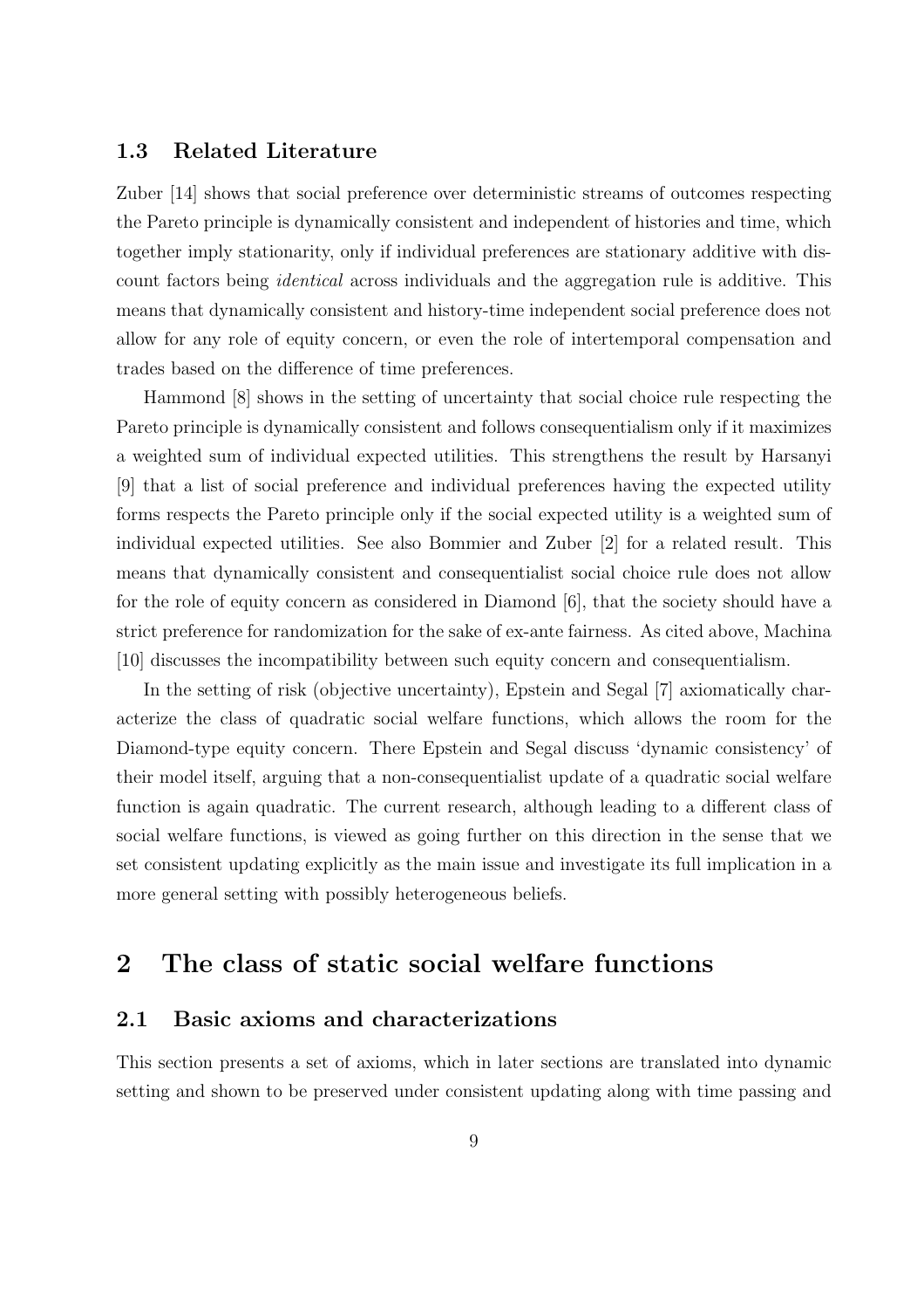### 1.3 Related Literature

Zuber [14] shows that social preference over deterministic streams of outcomes respecting the Pareto principle is dynamically consistent and independent of histories and time, which together imply stationarity, only if individual preferences are stationary additive with discount factors being *identical* across individuals and the aggregation rule is additive. This means that dynamically consistent and history-time independent social preference does not allow for any role of equity concern, or even the role of intertemporal compensation and trades based on the difference of time preferences.

Hammond [8] shows in the setting of uncertainty that social choice rule respecting the Pareto principle is dynamically consistent and follows consequentialism only if it maximizes a weighted sum of individual expected utilities. This strengthens the result by Harsanyi [9] that a list of social preference and individual preferences having the expected utility forms respects the Pareto principle only if the social expected utility is a weighted sum of individual expected utilities. See also Bommier and Zuber [2] for a related result. This means that dynamically consistent and consequentialist social choice rule does not allow for the role of equity concern as considered in Diamond [6], that the society should have a strict preference for randomization for the sake of ex-ante fairness. As cited above, Machina [10] discusses the incompatibility between such equity concern and consequentialism.

In the setting of risk (objective uncertainty), Epstein and Segal [7] axiomatically characterize the class of quadratic social welfare functions, which allows the room for the Diamond-type equity concern. There Epstein and Segal discuss 'dynamic consistency' of their model itself, arguing that a non-consequentialist update of a quadratic social welfare function is again quadratic. The current research, although leading to a different class of social welfare functions, is viewed as going further on this direction in the sense that we set consistent updating explicitly as the main issue and investigate its full implication in a more general setting with possibly heterogeneous beliefs.

## 2 The class of static social welfare functions

### 2.1 Basic axioms and characterizations

This section presents a set of axioms, which in later sections are translated into dynamic setting and shown to be preserved under consistent updating along with time passing and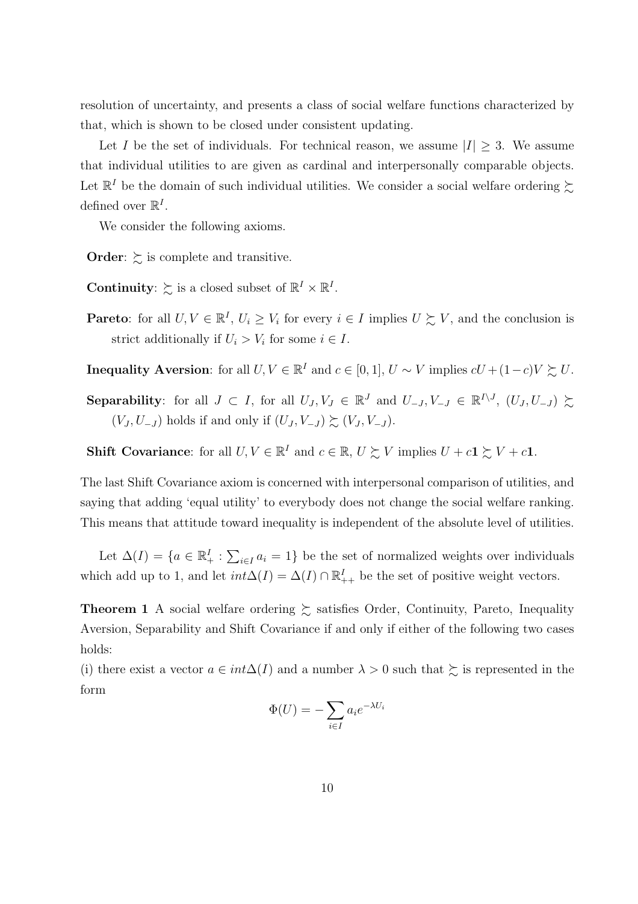resolution of uncertainty, and presents a class of social welfare functions characterized by that, which is shown to be closed under consistent updating.

Let $I$ be the set of individuals. For technical reason, we assume $|I| \geq 3$. We assume that individual utilities to are given as cardinal and interpersonally comparable objects. Let $\mathbb{R}^I$ be the domain of such individual utilities. We consider a social welfare ordering $\succsim$ defined over $\mathbb{R}^I$.

We consider the following axioms.

**Order**: $\succsim$ is complete and transitive.

**Continuity**: $\succsim$ is a closed subset of $\mathbb{R}^I \times \mathbb{R}^I$.

**Pareto**: for all $U, V \in \mathbb{R}^I$, $U_i \geq V_i$ for every $i \in I$ implies $U \succsim V$, and the conclusion is strict additionally if $U_i > V_i$ for some $i \in I$.

**Inequality Aversion**: for all $U, V \in \mathbb{R}^I$ and $c \in [0, 1]$, $U \sim V$ implies $cU + (1-c)V \succsim U$.

**Separability**: for all $J \subset I$, for all $U_J, V_J \in \mathbb{R}^J$ and $U_{-J}, V_{-J} \in \mathbb{R}^{I \setminus J}$, $(U_J, U_{-J}) \succsim (V_J, U_{-J})$ holds if and only if $(U_J, V_{-J}) \succsim (V_J, V_{-J})$.

**Shift Covariance**: for all $U, V \in \mathbb{R}^I$ and $c \in \mathbb{R}$, $U \succsim V$ implies $U + c\mathbf{1} \succsim V + c\mathbf{1}$.

The last Shift Covariance axiom is concerned with interpersonal comparison of utilities, and saying that adding 'equal utility' to everybody does not change the social welfare ranking. This means that attitude toward inequality is independent of the absolute level of utilities.

Let $\Delta(I) = \{a \in \mathbb{R}^I_+ : \sum_{i \in I} a_i = 1\}$ be the set of normalized weights over individuals which add up to 1, and let $int\Delta(I) = \Delta(I) \cap \mathbb{R}^I_{++}$ be the set of positive weight vectors.

**Theorem 1** A social welfare ordering $\succsim$ satisfies Order, Continuity, Pareto, Inequality Aversion, Separability and Shift Covariance if and only if either of the following two cases holds:

(i) there exist a vector $a \in int\Delta(I)$ and a number $\lambda > 0$ such that $\succsim$ is represented in the form

$$\Phi(U) = -\sum_{i \in I} a_i e^{-\lambda U_i}$$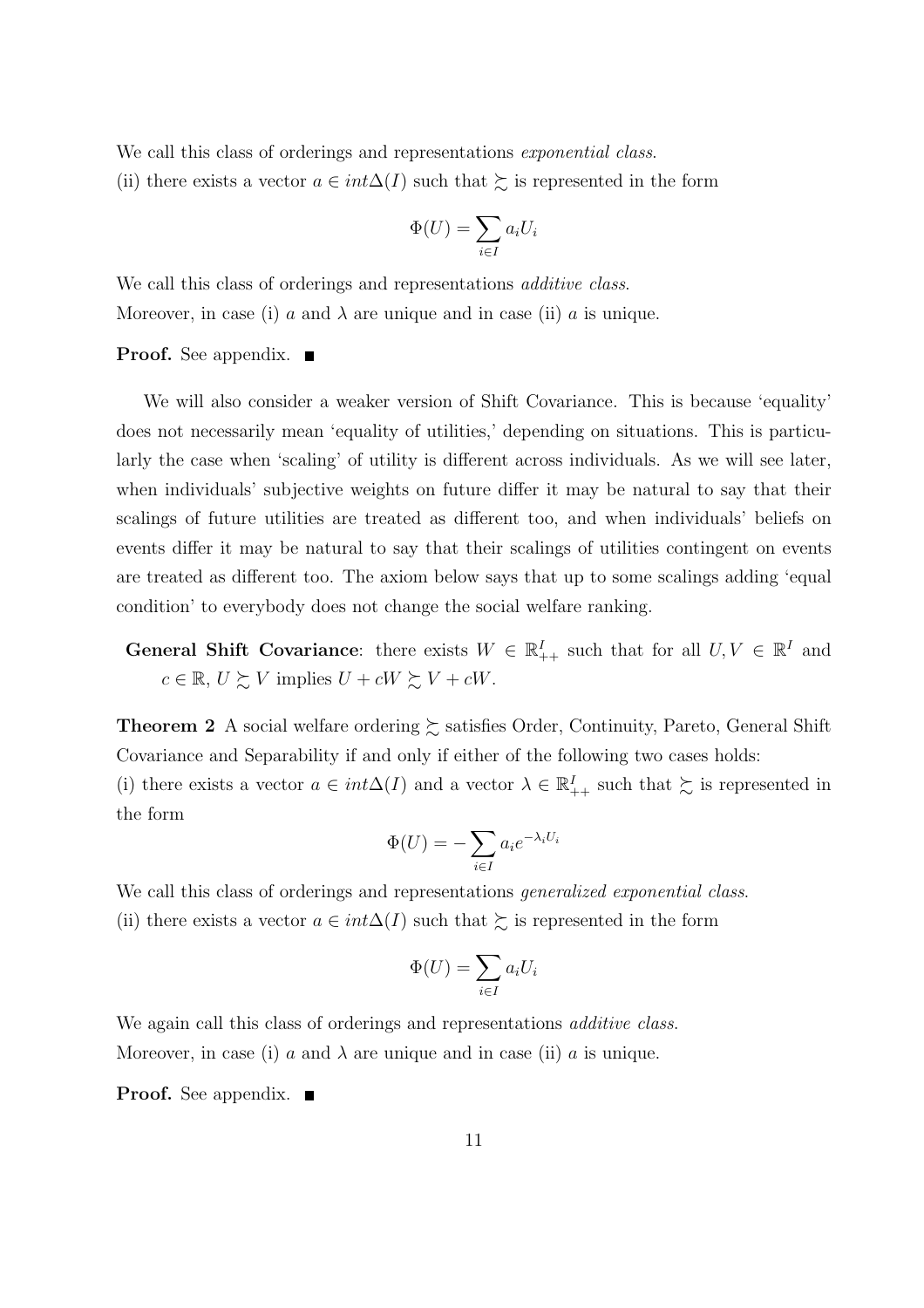We call this class of orderings and representations *exponential class*.

(ii) there exists a vector $a \in int\Delta(I)$ such that $\succsim$ is represented in the form

$$\Phi(U) = \sum_{i \in I} a_i U_i$$

We call this class of orderings and representations *additive class*.

Moreover, in case (i) $a$ and $\lambda$ are unique and in case (ii) $a$ is unique.

**Proof.** See appendix. ■

We will also consider a weaker version of Shift Covariance. This is because 'equality' does not necessarily mean 'equality of utilities,' depending on situations. This is particularly the case when 'scaling' of utility is different across individuals. As we will see later, when individuals' subjective weights on future differ it may be natural to say that their scalings of future utilities are treated as different too, and when individuals' beliefs on events differ it may be natural to say that their scalings of utilities contingent on events are treated as different too. The axiom below says that up to some scalings adding 'equal condition' to everybody does not change the social welfare ranking.

**General Shift Covariance**: there exists $W \in \mathbb{R}^I_{++}$ such that for all $U, V \in \mathbb{R}^I$ and $c \in \mathbb{R}$, $U \succsim V$ implies $U + cW \succsim V + cW$.

**Theorem 2** A social welfare ordering $\succsim$ satisfies Order, Continuity, Pareto, General Shift Covariance and Separability if and only if either of the following two cases holds:

(i) there exists a vector $a \in int\Delta(I)$ and a vector $\lambda \in \mathbb{R}^I_{++}$ such that $\succsim$ is represented in the form

$$\Phi(U) = -\sum_{i \in I} a_i e^{-\lambda_i U_i}$$

We call this class of orderings and representations *generalized exponential class*.

(ii) there exists a vector $a \in int\Delta(I)$ such that $\succsim$ is represented in the form

$$\Phi(U) = \sum_{i \in I} a_i U_i$$

We again call this class of orderings and representations *additive class*.

Moreover, in case (i) $a$ and $\lambda$ are unique and in case (ii) $a$ is unique.

**Proof.** See appendix. ■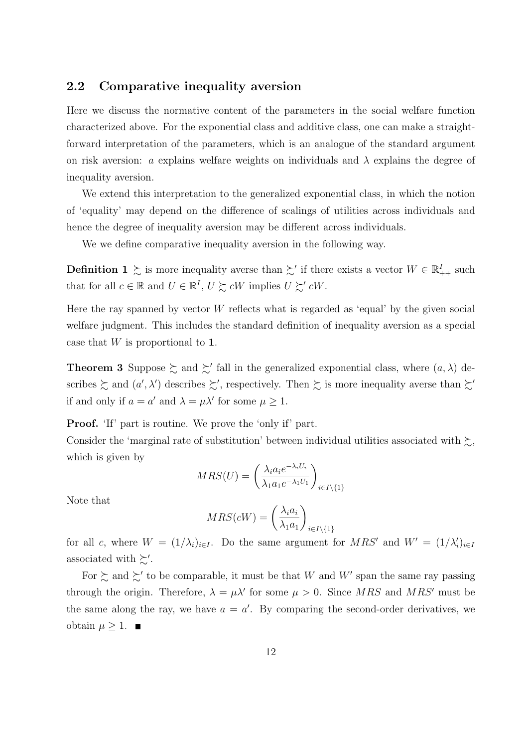## 2.2 Comparative inequality aversion

Here we discuss the normative content of the parameters in the social welfare function characterized above. For the exponential class and additive class, one can make a straightforward interpretation of the parameters, which is an analogue of the standard argument on risk aversion: $a$ explains welfare weights on individuals and $\lambda$ explains the degree of inequality aversion.

We extend this interpretation to the generalized exponential class, in which the notion of 'equality' may depend on the difference of scalings of utilities across individuals and hence the degree of inequality aversion may be different across individuals.

We we define comparative inequality aversion in the following way.

**Definition 1** $\succsim$ is more inequality averse than $\succsim'$ if there exists a vector $W \in \mathbb{R}^I_{++}$ such that for all $c \in \mathbb{R}$ and $U \in \mathbb{R}^I$, $U \succsim cW$ implies $U \succsim' cW$.

Here the ray spanned by vector $W$ reflects what is regarded as 'equal' by the given social welfare judgment. This includes the standard definition of inequality aversion as a special case that $W$ is proportional to $\mathbf{1}$.

**Theorem 3** Suppose $\succsim$ and $\succsim'$ fall in the generalized exponential class, where $(a, \lambda)$ describes $\succsim$ and $(a', \lambda')$ describes $\succsim'$, respectively. Then $\succsim$ is more inequality averse than $\succsim'$ if and only if $a = a'$ and $\lambda = \mu\lambda'$ for some $\mu \geq 1$.

**Proof.** 'If' part is routine. We prove the 'only if' part.
Consider the 'marginal rate of substitution' between individual utilities associated with $\succsim$, which is given by

$$MRS(U) = \left( \frac{\lambda_i a_i e^{-\lambda_i U_i}}{\lambda_1 a_1 e^{-\lambda_1 U_1}} \right)_{i \in I \setminus \{1\}}$$

Note that

$$MRS(cW) = \left( \frac{\lambda_i a_i}{\lambda_1 a_1} \right)_{i \in I \setminus \{1\}}$$

for all $c$, where $W = (1/\lambda_i)_{i \in I}$. Do the same argument for $MRS'$ and $W' = (1/\lambda'_i)_{i \in I}$ associated with $\succsim'$.

For $\succsim$ and $\succsim'$ to be comparable, it must be that $W$ and $W'$ span the same ray passing through the origin. Therefore, $\lambda = \mu\lambda'$ for some $\mu > 0$. Since $MRS$ and $MRS'$ must be the same along the ray, we have $a = a'$. By comparing the second-order derivatives, we obtain $\mu \geq 1$. ■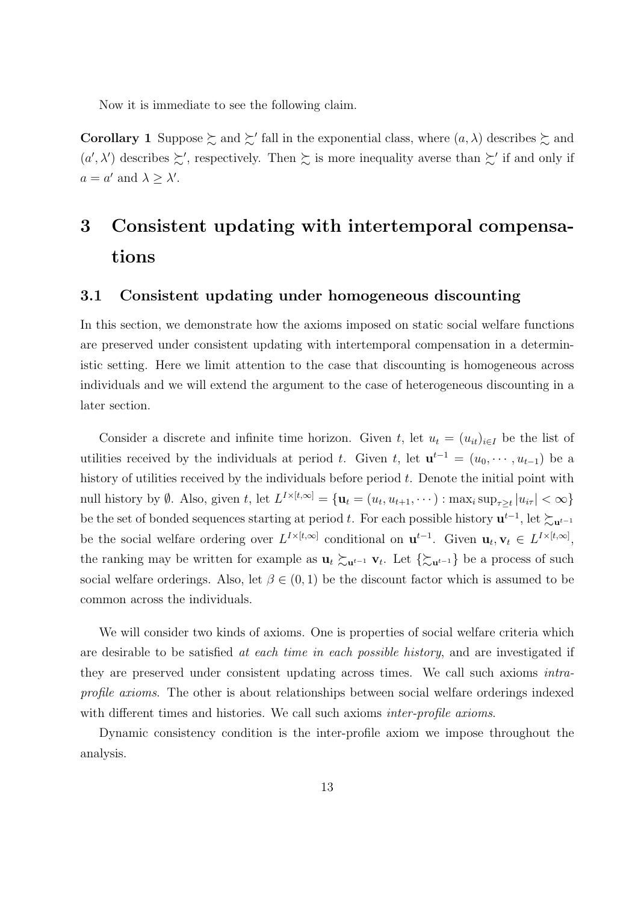Now it is immediate to see the following claim.

**Corollary 1** Suppose $\succsim$ and $\succsim'$ fall in the exponential class, where $(a, \lambda)$ describes $\succsim$ and $(a', \lambda')$ describes $\succsim'$, respectively. Then $\succsim$ is more inequality averse than $\succsim'$ if and only if $a = a'$ and $\lambda \geq \lambda'$.

# 3 Consistent updating with intertemporal compensations

## 3.1 Consistent updating under homogeneous discounting

In this section, we demonstrate how the axioms imposed on static social welfare functions are preserved under consistent updating with intertemporal compensation in a deterministic setting. Here we limit attention to the case that discounting is homogeneous across individuals and we will extend the argument to the case of heterogeneous discounting in a later section.

Consider a discrete and infinite time horizon. Given $t$, let $u_t = (u_{it})_{i \in I}$ be the list of utilities received by the individuals at period $t$. Given $t$, let $\mathbf{u}^{t-1} = (u_0, \cdots, u_{t-1})$ be a history of utilities received by the individuals before period $t$. Denote the initial point with null history by $\emptyset$. Also, given $t$, let $L^{I \times [t, \infty]} = \{\mathbf{u}_t = (u_t, u_{t+1}, \cdots) : \max_i \sup_{\tau \geq t} |u_{i\tau}| < \infty\}$ be the set of bonded sequences starting at period $t$. For each possible history $\mathbf{u}^{t-1}$, let $\succsim_{\mathbf{u}^{t-1}}$ be the social welfare ordering over $L^{I \times [t, \infty]}$ conditional on $\mathbf{u}^{t-1}$. Given $\mathbf{u}_t, \mathbf{v}_t \in L^{I \times [t, \infty]}$, the ranking may be written for example as $\mathbf{u}_t \succsim_{\mathbf{u}^{t-1}} \mathbf{v}_t$. Let $\{\succsim_{\mathbf{u}^{t-1}}\}$ be a process of such social welfare orderings. Also, let $\beta \in (0, 1)$ be the discount factor which is assumed to be common across the individuals.

We will consider two kinds of axioms. One is properties of social welfare criteria which are desirable to be satisfied *at each time in each possible history*, and are investigated if they are preserved under consistent updating across times. We call such axioms *intra-profile axioms*. The other is about relationships between social welfare orderings indexed with different times and histories. We call such axioms *inter-profile axioms*.

Dynamic consistency condition is the inter-profile axiom we impose throughout the analysis.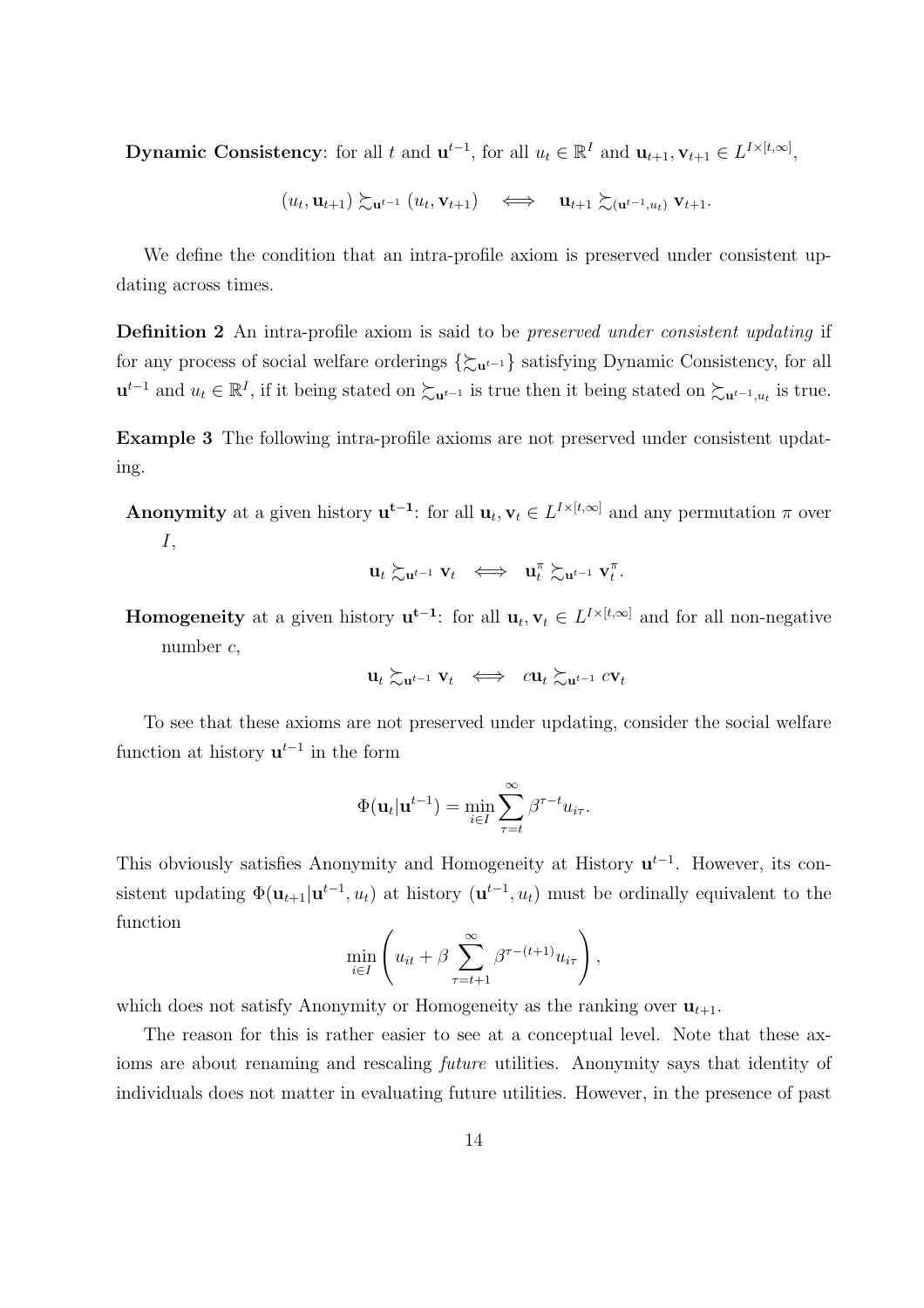**Dynamic Consistency**: for all $t$ and $\mathbf{u}^{t-1}$, for all $u_t \in \mathbb{R}^I$ and $\mathbf{u}_{t+1}, \mathbf{v}_{t+1} \in L^{I\times[t,\infty]}$,

$$(u_t, \mathbf{u}_{t+1}) \succsim_{\mathbf{u}^{t-1}} (u_t, \mathbf{v}_{t+1}) \iff \mathbf{u}_{t+1} \succsim_{(\mathbf{u}^{t-1}, u_t)} \mathbf{v}_{t+1}.$$

We define the condition that an intra-profile axiom is preserved under consistent updating across times.

**Definition 2** An intra-profile axiom is said to be *preserved under consistent updating* if for any process of social welfare orderings $\{\succsim_{\mathbf{u}^{t-1}}\}$ satisfying Dynamic Consistency, for all $\mathbf{u}^{t-1}$ and $u_t \in \mathbb{R}^I$, if it being stated on $\succsim_{\mathbf{u}^{t-1}}$ is true then it being stated on $\succsim_{\mathbf{u}^{t-1}, u_t}$ is true.

**Example 3** The following intra-profile axioms are not preserved under consistent updating.

**Anonymity** at a given history $\mathbf{u^{t-1}}$: for all $\mathbf{u}_t, \mathbf{v}_t \in L^{I\times[t,\infty]}$ and any permutation $\pi$ over $I$,

$$\mathbf{u}_t \succsim_{\mathbf{u}^{t-1}} \mathbf{v}_t \iff \mathbf{u}_t^{\pi} \succsim_{\mathbf{u}^{t-1}} \mathbf{v}_t^{\pi}.$$

**Homogeneity** at a given history $\mathbf{u^{t-1}}$: for all $\mathbf{u}_t, \mathbf{v}_t \in L^{I\times[t,\infty]}$ and for all non-negative number $c$,

$$\mathbf{u}_t \succsim_{\mathbf{u}^{t-1}} \mathbf{v}_t \iff c\mathbf{u}_t \succsim_{\mathbf{u}^{t-1}} c\mathbf{v}_t$$

To see that these axioms are not preserved under updating, consider the social welfare function at history $\mathbf{u}^{t-1}$ in the form

$$\Phi(\mathbf{u}_t | \mathbf{u}^{t-1}) = \min_{i\in I} \sum_{\tau=t}^{\infty} \beta^{\tau-t} u_{i\tau}.$$

This obviously satisfies Anonymity and Homogeneity at History $\mathbf{u}^{t-1}$. However, its consistent updating $\Phi(\mathbf{u}_{t+1} | \mathbf{u}^{t-1}, u_t)$ at history $(\mathbf{u}^{t-1}, u_t)$ must be ordinally equivalent to the function

$$\min_{i\in I} \left( u_{it} + \beta \sum_{\tau=t+1}^{\infty} \beta^{\tau-(t+1)} u_{i\tau} \right),$$

which does not satisfy Anonymity or Homogeneity as the ranking over $\mathbf{u}_{t+1}$.

The reason for this is rather easier to see at a conceptual level. Note that these axioms are about renaming and rescaling *future* utilities. Anonymity says that identity of individuals does not matter in evaluating future utilities. However, in the presence of past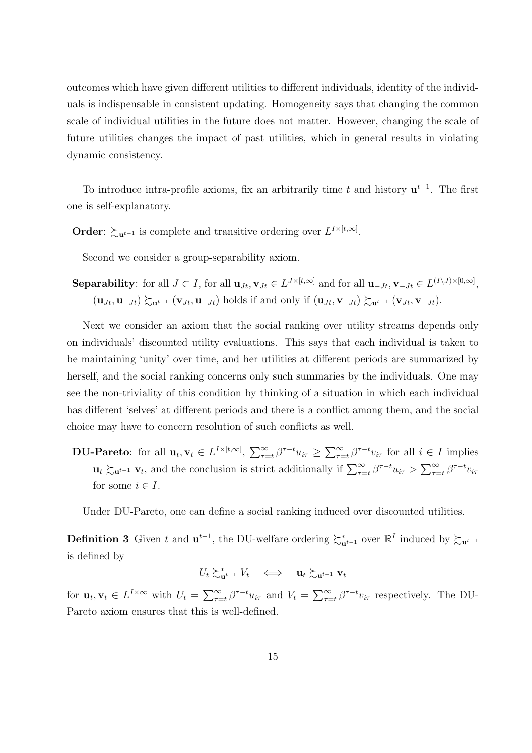outcomes which have given different utilities to different individuals, identity of the individuals is indispensable in consistent updating. Homogeneity says that changing the common scale of individual utilities in the future does not matter. However, changing the scale of future utilities changes the impact of past utilities, which in general results in violating dynamic consistency.

To introduce intra-profile axioms, fix an arbitrarily time $t$ and history $\mathbf{u}^{t-1}$. The first one is self-explanatory.

**Order**: $\succsim_{\mathbf{u}^{t-1}}$ is complete and transitive ordering over $L^{I\times[t,\infty]}$.

Second we consider a group-separability axiom.

**Separability**: for all $J \subset I$, for all $\mathbf{u}_{Jt}, \mathbf{v}_{Jt} \in L^{J\times[t,\infty]}$ and for all $\mathbf{u}_{-Jt}, \mathbf{v}_{-Jt} \in L^{(I\setminus J)\times[0,\infty]}$, $(\mathbf{u}_{Jt}, \mathbf{u}_{-Jt}) \succsim_{\mathbf{u}^{t-1}} (\mathbf{v}_{Jt}, \mathbf{u}_{-Jt})$ holds if and only if $(\mathbf{u}_{Jt}, \mathbf{v}_{-Jt}) \succsim_{\mathbf{u}^{t-1}} (\mathbf{v}_{Jt}, \mathbf{v}_{-Jt})$.

Next we consider an axiom that the social ranking over utility streams depends only on individuals' discounted utility evaluations. This says that each individual is taken to be maintaining 'unity' over time, and her utilities at different periods are summarized by herself, and the social ranking concerns only such summaries by the individuals. One may see the non-triviality of this condition by thinking of a situation in which each individual has different 'selves' at different periods and there is a conflict among them, and the social choice may have to concern resolution of such conflicts as well.

**DU-Pareto**: for all $\mathbf{u}_t, \mathbf{v}_t \in L^{I\times[t,\infty]}$, $\sum_{\tau=t}^{\infty} \beta^{\tau-t} u_{i\tau} \geq \sum_{\tau=t}^{\infty} \beta^{\tau-t} v_{i\tau}$ for all $i \in I$ implies $\mathbf{u}_t \succsim_{\mathbf{u}^{t-1}} \mathbf{v}_t$, and the conclusion is strict additionally if $\sum_{\tau=t}^{\infty} \beta^{\tau-t} u_{i\tau} > \sum_{\tau=t}^{\infty} \beta^{\tau-t} v_{i\tau}$ for some $i \in I$.

Under DU-Pareto, one can define a social ranking induced over discounted utilities.

**Definition 3** Given $t$ and $\mathbf{u}^{t-1}$, the DU-welfare ordering $\succsim^*_{\mathbf{u}^{t-1}}$ over $\mathbb{R}^I$ induced by $\succsim_{\mathbf{u}^{t-1}}$ is defined by

$$U_t \succsim^*_{\mathbf{u}^{t-1}} V_t \iff \mathbf{u}_t \succsim_{\mathbf{u}^{t-1}} \mathbf{v}_t$$

for $\mathbf{u}_t, \mathbf{v}_t \in L^{I\times\infty}$ with $U_t = \sum_{\tau=t}^{\infty} \beta^{\tau-t} u_{i\tau}$ and $V_t = \sum_{\tau=t}^{\infty} \beta^{\tau-t} v_{i\tau}$ respectively. The DU-Pareto axiom ensures that this is well-defined.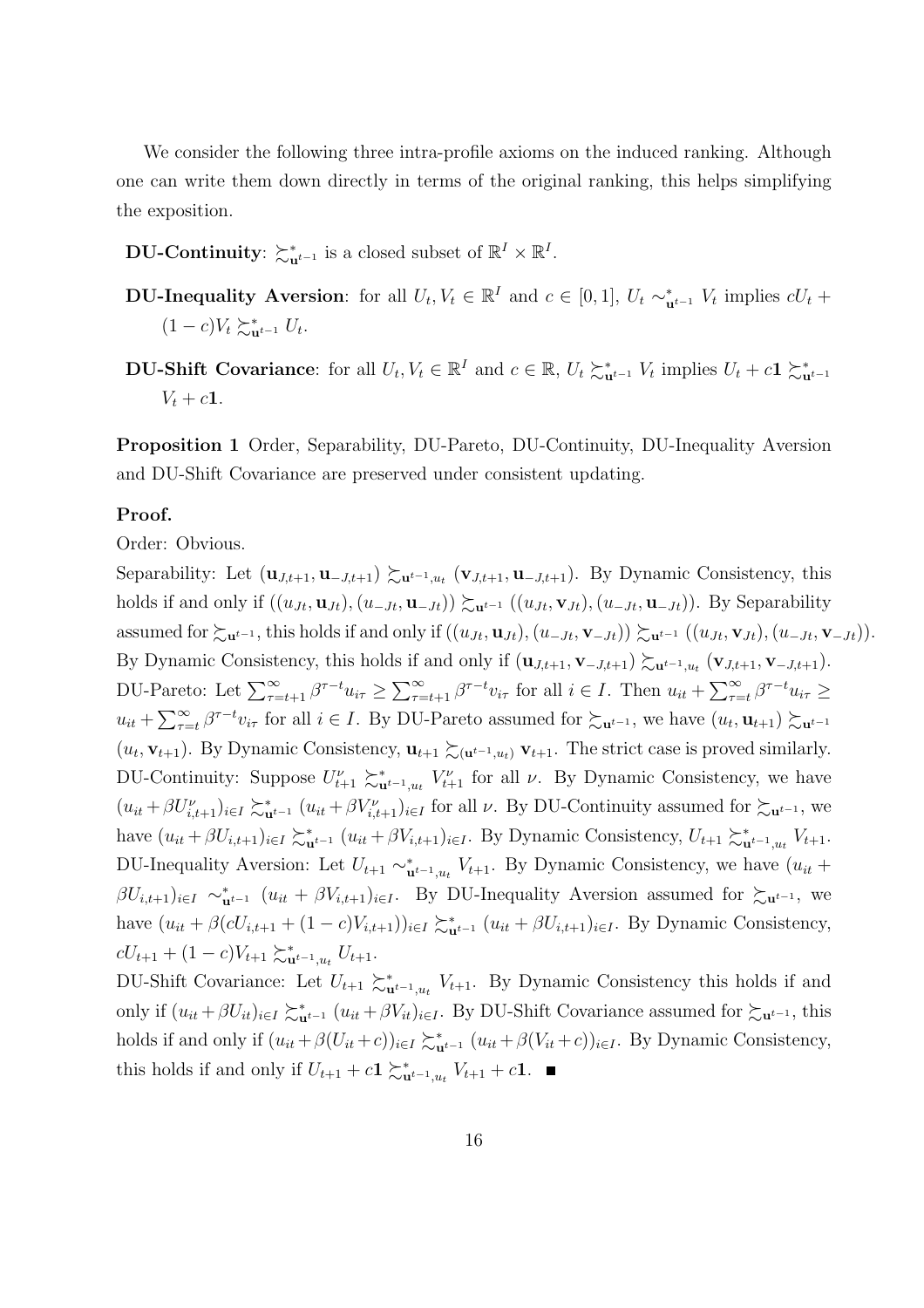We consider the following three intra-profile axioms on the induced ranking. Although one can write them down directly in terms of the original ranking, this helps simplifying the exposition.

**DU-Continuity**: $\succsim^*_{\mathbf{u}^{t-1}}$ is a closed subset of $\mathbb{R}^I \times \mathbb{R}^I$.

**DU-Inequality Aversion**: for all $U_t, V_t \in \mathbb{R}^I$ and $c \in [0,1]$, $U_t \sim^*_{\mathbf{u}^{t-1}} V_t$ implies $cU_t + (1-c)V_t \succsim^*_{\mathbf{u}^{t-1}} U_t$.

**DU-Shift Covariance**: for all $U_t, V_t \in \mathbb{R}^I$ and $c \in \mathbb{R}$, $U_t \succsim^*_{\mathbf{u}^{t-1}} V_t$ implies $U_t + c\mathbf{1} \succsim^*_{\mathbf{u}^{t-1}} V_t + c\mathbf{1}$.

**Proposition 1** Order, Separability, DU-Pareto, DU-Continuity, DU-Inequality Aversion and DU-Shift Covariance are preserved under consistent updating.

**Proof.**

Order: Obvious.

Separability: Let $(\mathbf{u}_{J,t+1}, \mathbf{u}_{-J,t+1}) \succsim_{\mathbf{u}^{t-1},u_t} (\mathbf{v}_{J,t+1}, \mathbf{u}_{-J,t+1})$. By Dynamic Consistency, this holds if and only if $((u_{Jt}, \mathbf{u}_{Jt}), (u_{-Jt}, \mathbf{u}_{-Jt})) \succsim_{\mathbf{u}^{t-1}} ((u_{Jt}, \mathbf{v}_{Jt}), (u_{-Jt}, \mathbf{u}_{-Jt}))$. By Separability assumed for $\succsim_{\mathbf{u}^{t-1}}$, this holds if and only if $((u_{Jt}, \mathbf{u}_{Jt}), (u_{-Jt}, \mathbf{v}_{-Jt})) \succsim_{\mathbf{u}^{t-1}} ((u_{Jt}, \mathbf{v}_{Jt}), (u_{-Jt}, \mathbf{v}_{-Jt}))$. By Dynamic Consistency, this holds if and only if $(\mathbf{u}_{J,t+1}, \mathbf{v}_{-J,t+1}) \succsim_{\mathbf{u}^{t-1},u_t} (\mathbf{v}_{J,t+1}, \mathbf{v}_{-J,t+1})$.

DU-Pareto: Let $\sum_{\tau=t+1}^{\infty} \beta^{\tau-t} u_{i\tau} \geq \sum_{\tau=t+1}^{\infty} \beta^{\tau-t} v_{i\tau}$ for all $i \in I$. Then $u_{it} + \sum_{\tau=t}^{\infty} \beta^{\tau-t} u_{i\tau} \geq u_{it} + \sum_{\tau=t}^{\infty} \beta^{\tau-t} v_{i\tau}$ for all $i \in I$. By DU-Pareto assumed for $\succsim_{\mathbf{u}^{t-1}}$, we have $(u_t, \mathbf{u}_{t+1}) \succsim_{\mathbf{u}^{t-1}} (u_t, \mathbf{v}_{t+1})$. By Dynamic Consistency, $\mathbf{u}_{t+1} \succsim_{(\mathbf{u}^{t-1},u_t)} \mathbf{v}_{t+1}$. The strict case is proved similarly.

DU-Continuity: Suppose $U^{\nu}_{t+1} \succsim^*_{\mathbf{u}^{t-1},u_t} V^{\nu}_{t+1}$ for all $\nu$. By Dynamic Consistency, we have $(u_{it} + \beta U^{\nu}_{i,t+1})_{i\in I} \succsim^*_{\mathbf{u}^{t-1}} (u_{it} + \beta V^{\nu}_{i,t+1})_{i\in I}$ for all $\nu$. By DU-Continuity assumed for $\succsim_{\mathbf{u}^{t-1}}$, we have $(u_{it} + \beta U_{i,t+1})_{i\in I} \succsim^*_{\mathbf{u}^{t-1}} (u_{it} + \beta V_{i,t+1})_{i\in I}$. By Dynamic Consistency, $U_{t+1} \succsim^*_{\mathbf{u}^{t-1},u_t} V_{t+1}$.

DU-Inequality Aversion: Let $U_{t+1} \sim^*_{\mathbf{u}^{t-1},u_t} V_{t+1}$. By Dynamic Consistency, we have $(u_{it} + \beta U_{i,t+1})_{i\in I} \sim^*_{\mathbf{u}^{t-1}} (u_{it} + \beta V_{i,t+1})_{i\in I}$. By DU-Inequality Aversion assumed for $\succsim_{\mathbf{u}^{t-1}}$, we have $(u_{it} + \beta(cU_{i,t+1} + (1-c)V_{i,t+1}))_{i\in I} \succsim^*_{\mathbf{u}^{t-1}} (u_{it} + \beta U_{i,t+1})_{i\in I}$. By Dynamic Consistency, $cU_{t+1} + (1-c)V_{t+1} \succsim^*_{\mathbf{u}^{t-1},u_t} U_{t+1}$.

DU-Shift Covariance: Let $U_{t+1} \succsim^*_{\mathbf{u}^{t-1},u_t} V_{t+1}$. By Dynamic Consistency this holds if and only if $(u_{it} + \beta U_{it})_{i\in I} \succsim^*_{\mathbf{u}^{t-1}} (u_{it} + \beta V_{it})_{i\in I}$. By DU-Shift Covariance assumed for $\succsim_{\mathbf{u}^{t-1}}$, this holds if and only if $(u_{it} + \beta(U_{it} + c))_{i\in I} \succsim^*_{\mathbf{u}^{t-1}} (u_{it} + \beta(V_{it} + c))_{i\in I}$. By Dynamic Consistency, this holds if and only if $U_{t+1} + c\mathbf{1} \succsim^*_{\mathbf{u}^{t-1},u_t} V_{t+1} + c\mathbf{1}$. ■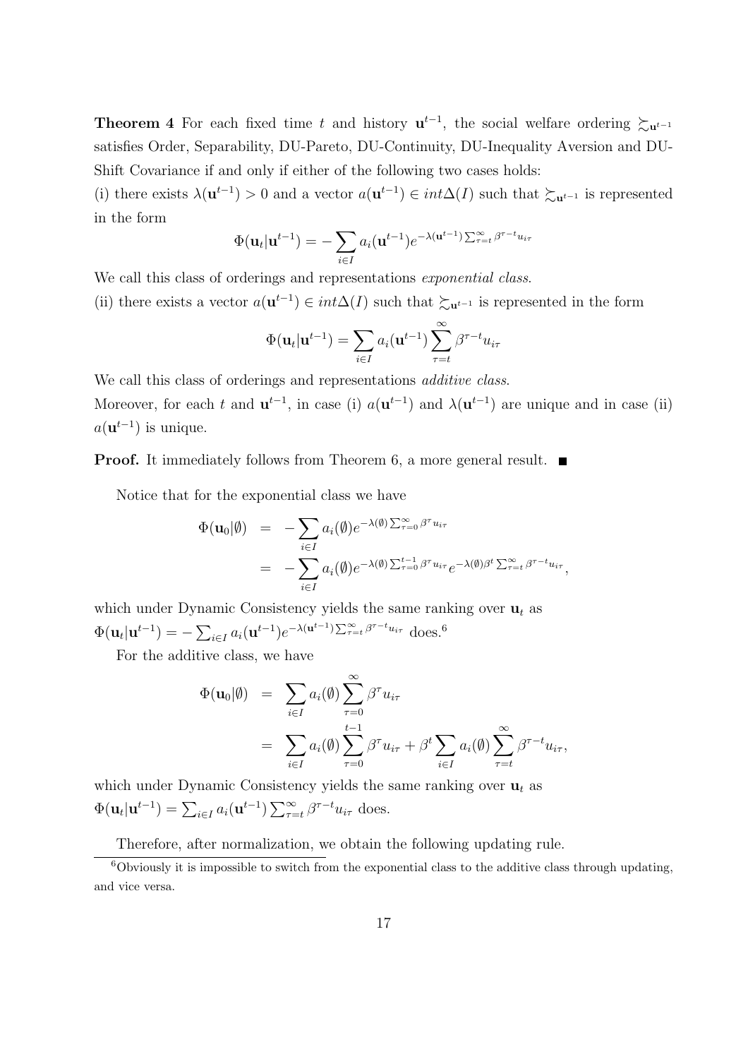**Theorem 4** For each fixed time $t$ and history $\mathbf{u}^{t-1}$, the social welfare ordering $\succsim_{\mathbf{u}^{t-1}}$ satisfies Order, Separability, DU-Pareto, DU-Continuity, DU-Inequality Aversion and DU-Shift Covariance if and only if either of the following two cases holds:

(i) there exists $\lambda(\mathbf{u}^{t-1}) > 0$ and a vector $a(\mathbf{u}^{t-1}) \in int\Delta(I)$ such that $\succsim_{\mathbf{u}^{t-1}}$ is represented in the form

$$\Phi(\mathbf{u}_t|\mathbf{u}^{t-1}) = -\sum_{i\in I} a_i(\mathbf{u}^{t-1})e^{-\lambda(\mathbf{u}^{t-1})\sum_{\tau=t}^{\infty}\beta^{\tau-t}u_{i\tau}}$$

We call this class of orderings and representations *exponential class*.

(ii) there exists a vector $a(\mathbf{u}^{t-1}) \in int\Delta(I)$ such that $\succsim_{\mathbf{u}^{t-1}}$ is represented in the form

$$\Phi(\mathbf{u}_t|\mathbf{u}^{t-1}) = \sum_{i\in I} a_i(\mathbf{u}^{t-1})\sum_{\tau=t}^{\infty}\beta^{\tau-t}u_{i\tau}$$

We call this class of orderings and representations *additive class*.

Moreover, for each $t$ and $\mathbf{u}^{t-1}$, in case (i) $a(\mathbf{u}^{t-1})$ and $\lambda(\mathbf{u}^{t-1})$ are unique and in case (ii) $a(\mathbf{u}^{t-1})$ is unique.

**Proof.** It immediately follows from Theorem 6, a more general result. ■

Notice that for the exponential class we have

$$\begin{aligned}
\Phi(\mathbf{u}_0|\emptyset) &= -\sum_{i\in I} a_i(\emptyset)e^{-\lambda(\emptyset)\sum_{\tau=0}^{\infty}\beta^{\tau}u_{i\tau}} \\
&= -\sum_{i\in I} a_i(\emptyset)e^{-\lambda(\emptyset)\sum_{\tau=0}^{t-1}\beta^{\tau}u_{i\tau}}e^{-\lambda(\emptyset)\beta^t\sum_{\tau=t}^{\infty}\beta^{\tau-t}u_{i\tau}},
\end{aligned}$$

which under Dynamic Consistency yields the same ranking over $\mathbf{u}_t$ as $\Phi(\mathbf{u}_t|\mathbf{u}^{t-1}) = -\sum_{i\in I} a_i(\mathbf{u}^{t-1})e^{-\lambda(\mathbf{u}^{t-1})\sum_{\tau=t}^{\infty}\beta^{\tau-t}u_{i\tau}}$ does.[6]

For the additive class, we have

$$\begin{aligned}
\Phi(\mathbf{u}_0|\emptyset) &= \sum_{i\in I} a_i(\emptyset)\sum_{\tau=0}^{\infty}\beta^{\tau}u_{i\tau} \\
&= \sum_{i\in I} a_i(\emptyset)\sum_{\tau=0}^{t-1}\beta^{\tau}u_{i\tau} + \beta^t\sum_{i\in I} a_i(\emptyset)\sum_{\tau=t}^{\infty}\beta^{\tau-t}u_{i\tau},
\end{aligned}$$

which under Dynamic Consistency yields the same ranking over $\mathbf{u}_t$ as $\Phi(\mathbf{u}_t|\mathbf{u}^{t-1}) = \sum_{i\in I} a_i(\mathbf{u}^{t-1})\sum_{\tau=t}^{\infty}\beta^{\tau-t}u_{i\tau}$ does.

Therefore, after normalization, we obtain the following updating rule.

[6] Obviously it is impossible to switch from the exponential class to the additive class through updating, and vice versa.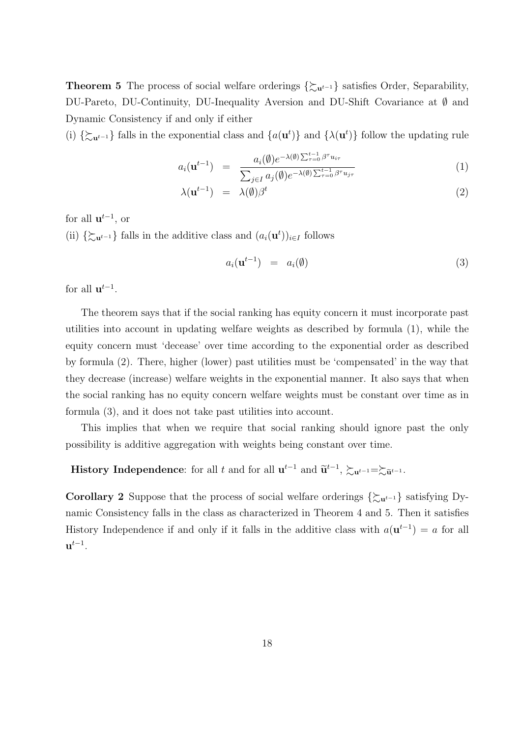**Theorem 5** The process of social welfare orderings $\{\succsim_{\mathbf{u}^{t-1}}\}$ satisfies Order, Separability, DU-Pareto, DU-Continuity, DU-Inequality Aversion and DU-Shift Covariance at $\emptyset$ and Dynamic Consistency if and only if either

(i) $\{\succsim_{\mathbf{u}^{t-1}}\}$ falls in the exponential class and $\{a(\mathbf{u}^t)\}$ and $\{\lambda(\mathbf{u}^t)\}$ follow the updating rule

$$a_i(\mathbf{u}^{t-1}) = \frac{a_i(\emptyset)e^{-\lambda(\emptyset)\sum_{\tau=0}^{t-1}\beta^\tau u_{i\tau}}}{\sum_{j\in I} a_j(\emptyset)e^{-\lambda(\emptyset)\sum_{\tau=0}^{t-1}\beta^\tau u_{j\tau}}} \tag{1}$$

$$\lambda(\mathbf{u}^{t-1}) = \lambda(\emptyset)\beta^t \tag{2}$$

for all $\mathbf{u}^{t-1}$, or

(ii) $\{\succsim_{\mathbf{u}^{t-1}}\}$ falls in the additive class and $(a_i(\mathbf{u}^t))_{i\in I}$ follows

$$a_i(\mathbf{u}^{t-1}) = a_i(\emptyset) \tag{3}$$

for all $\mathbf{u}^{t-1}$.

The theorem says that if the social ranking has equity concern it must incorporate past utilities into account in updating welfare weights as described by formula (1), while the equity concern must 'decease' over time according to the exponential order as described by formula (2). There, higher (lower) past utilities must be 'compensated' in the way that they decrease (increase) welfare weights in the exponential manner. It also says that when the social ranking has no equity concern welfare weights must be constant over time as in formula (3), and it does not take past utilities into account.

This implies that when we require that social ranking should ignore past the only possibility is additive aggregation with weights being constant over time.

**History Independence**: for all $t$ and for all $\mathbf{u}^{t-1}$ and $\widetilde{\mathbf{u}}^{t-1}$, $\succsim_{\mathbf{u}^{t-1}} = \succsim_{\widetilde{\mathbf{u}}^{t-1}}$.

**Corollary 2** Suppose that the process of social welfare orderings $\{\succsim_{\mathbf{u}^{t-1}}\}$ satisfying Dynamic Consistency falls in the class as characterized in Theorem 4 and 5. Then it satisfies History Independence if and only if it falls in the additive class with $a(\mathbf{u}^{t-1}) = a$ for all $\mathbf{u}^{t-1}$.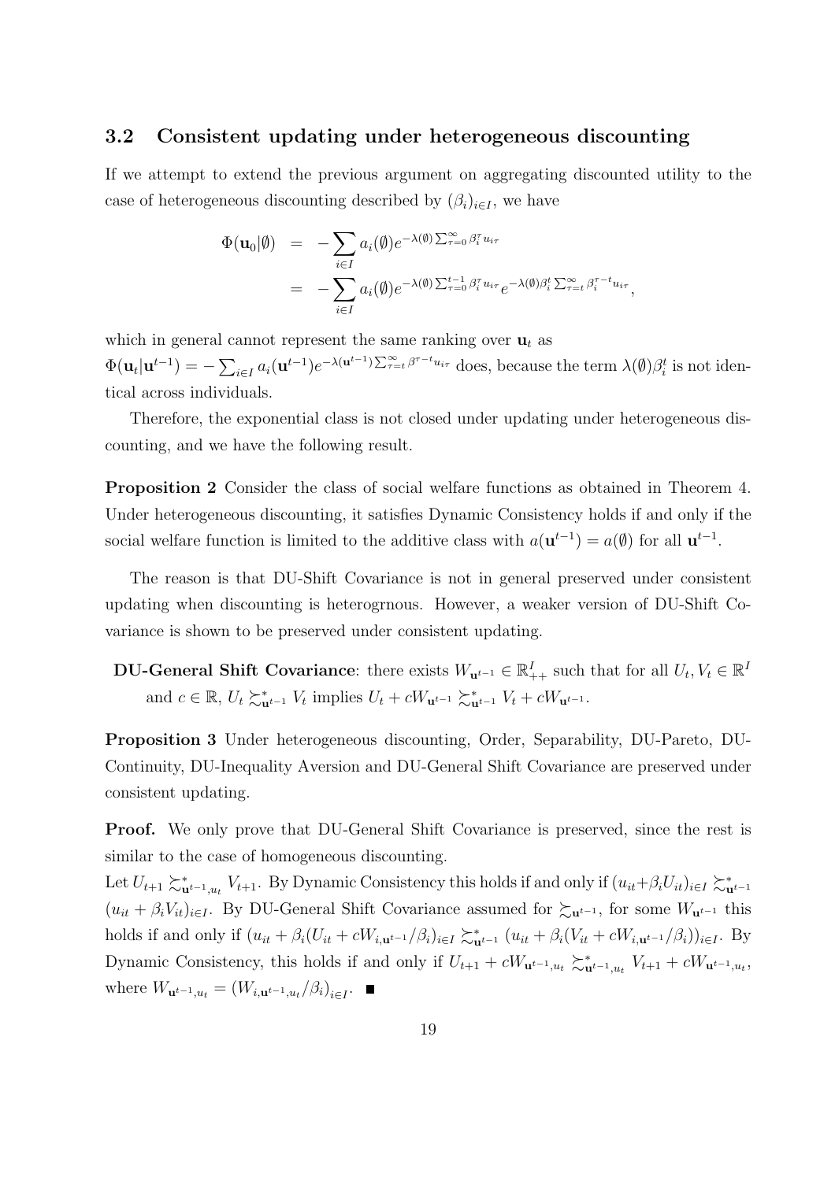### 3.2 Consistent updating under heterogeneous discounting

If we attempt to extend the previous argument on aggregating discounted utility to the case of heterogeneous discounting described by $(\beta_i)_{i \in I}$, we have

$$
\begin{aligned}
\Phi(\mathbf{u}_0|\emptyset) &= -\sum_{i \in I} a_i(\emptyset) e^{-\lambda(\emptyset)\sum_{\tau=0}^{\infty} \beta_i^{\tau} u_{i\tau}} \\
&= -\sum_{i \in I} a_i(\emptyset) e^{-\lambda(\emptyset)\sum_{\tau=0}^{t-1} \beta_i^{\tau} u_{i\tau}} e^{-\lambda(\emptyset)\beta_i^t \sum_{\tau=t}^{\infty} \beta_i^{\tau-t} u_{i\tau}},
\end{aligned}
$$

which in general cannot represent the same ranking over $\mathbf{u}_t$ as $\Phi(\mathbf{u}_t|\mathbf{u}^{t-1}) = -\sum_{i \in I} a_i(\mathbf{u}^{t-1}) e^{-\lambda(\mathbf{u}^{t-1})\sum_{\tau=t}^{\infty} \beta^{\tau-t} u_{i\tau}}$ does, because the term $\lambda(\emptyset)\beta_i^t$ is not identical across individuals.

Therefore, the exponential class is not closed under updating under heterogeneous discounting, and we have the following result.

**Proposition 2** Consider the class of social welfare functions as obtained in Theorem 4. Under heterogeneous discounting, it satisfies Dynamic Consistency holds if and only if the social welfare function is limited to the additive class with $a(\mathbf{u}^{t-1}) = a(\emptyset)$ for all $\mathbf{u}^{t-1}$.

The reason is that DU-Shift Covariance is not in general preserved under consistent updating when discounting is heterogrnous. However, a weaker version of DU-Shift Covariance is shown to be preserved under consistent updating.

**DU-General Shift Covariance**: there exists $W_{\mathbf{u}^{t-1}} \in \mathbb{R}_{++}^I$ such that for all $U_t, V_t \in \mathbb{R}^I$ and $c \in \mathbb{R}$, $U_t \succsim^*_{\mathbf{u}^{t-1}} V_t$ implies $U_t + cW_{\mathbf{u}^{t-1}} \succsim^*_{\mathbf{u}^{t-1}} V_t + cW_{\mathbf{u}^{t-1}}$.

**Proposition 3** Under heterogeneous discounting, Order, Separability, DU-Pareto, DU-Continuity, DU-Inequality Aversion and DU-General Shift Covariance are preserved under consistent updating.

**Proof.** We only prove that DU-General Shift Covariance is preserved, since the rest is similar to the case of homogeneous discounting.

Let $U_{t+1} \succsim^*_{\mathbf{u}^{t-1},u_t} V_{t+1}$. By Dynamic Consistency this holds if and only if $(u_{it}+\beta_i U_{it})_{i \in I} \succsim^*_{\mathbf{u}^{t-1}} (u_{it} + \beta_i V_{it})_{i \in I}$. By DU-General Shift Covariance assumed for $\succsim_{\mathbf{u}^{t-1}}$, for some $W_{\mathbf{u}^{t-1}}$ this holds if and only if $(u_{it} + \beta_i(U_{it} + cW_{i,\mathbf{u}^{t-1}}/\beta_i)_{i \in I} \succsim^*_{\mathbf{u}^{t-1}} (u_{it} + \beta_i(V_{it} + cW_{i,\mathbf{u}^{t-1}}/\beta_i))_{i \in I}$. By Dynamic Consistency, this holds if and only if $U_{t+1} + cW_{\mathbf{u}^{t-1},u_t} \succsim^*_{\mathbf{u}^{t-1},u_t} V_{t+1} + cW_{\mathbf{u}^{t-1},u_t}$, where $W_{\mathbf{u}^{t-1},u_t} = (W_{i,\mathbf{u}^{t-1},u_t}/\beta_i)_{i \in I}$. ■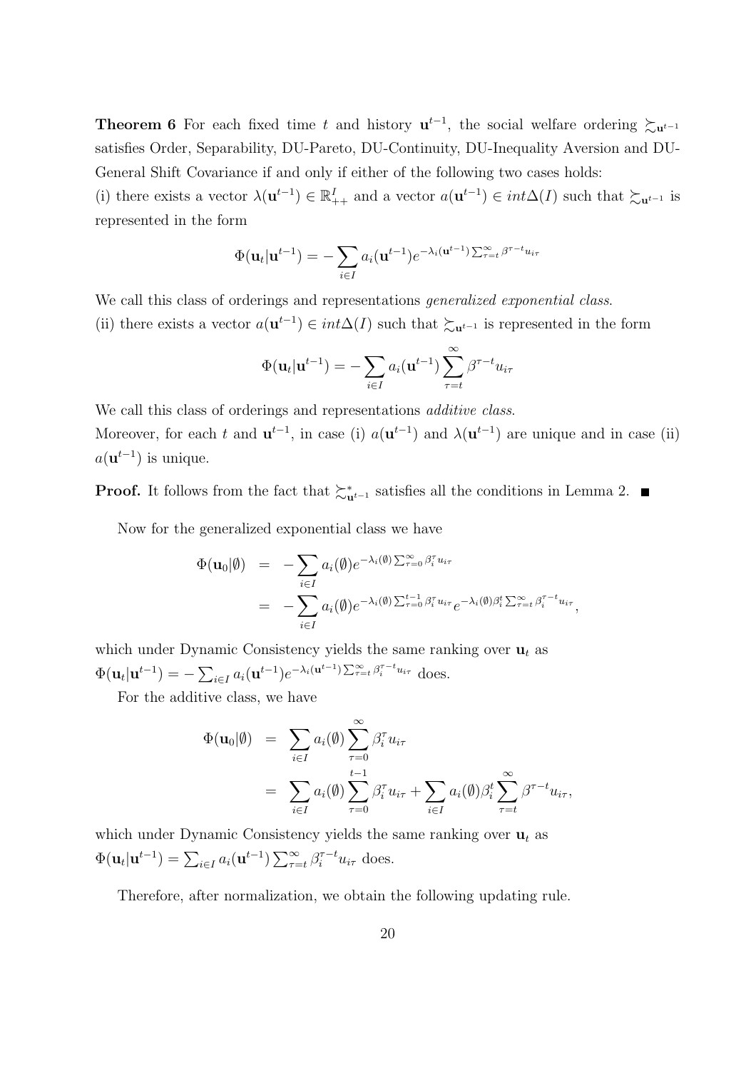**Theorem 6** For each fixed time $t$ and history $\mathbf{u}^{t-1}$, the social welfare ordering $\succsim_{\mathbf{u}^{t-1}}$ satisfies Order, Separability, DU-Pareto, DU-Continuity, DU-Inequality Aversion and DU-General Shift Covariance if and only if either of the following two cases holds:
(i) there exists a vector $\lambda(\mathbf{u}^{t-1}) \in \mathbb{R}^I_{++}$ and a vector $a(\mathbf{u}^{t-1}) \in int\Delta(I)$ such that $\succsim_{\mathbf{u}^{t-1}}$ is represented in the form

$$\Phi(\mathbf{u}_t|\mathbf{u}^{t-1}) = -\sum_{i\in I} a_i(\mathbf{u}^{t-1}) e^{-\lambda_i(\mathbf{u}^{t-1})\sum_{\tau=t}^{\infty}\beta^{\tau-t}u_{i\tau}}$$

We call this class of orderings and representations *generalized exponential class*.
(ii) there exists a vector $a(\mathbf{u}^{t-1}) \in int\Delta(I)$ such that $\succsim_{\mathbf{u}^{t-1}}$ is represented in the form

$$\Phi(\mathbf{u}_t|\mathbf{u}^{t-1}) = -\sum_{i\in I} a_i(\mathbf{u}^{t-1}) \sum_{\tau=t}^{\infty}\beta^{\tau-t}u_{i\tau}$$

We call this class of orderings and representations *additive class*.
Moreover, for each $t$ and $\mathbf{u}^{t-1}$, in case (i) $a(\mathbf{u}^{t-1})$ and $\lambda(\mathbf{u}^{t-1})$ are unique and in case (ii) $a(\mathbf{u}^{t-1})$ is unique.

**Proof.** It follows from the fact that $\succsim^*_{\mathbf{u}^{t-1}}$ satisfies all the conditions in Lemma 2. ∎

Now for the generalized exponential class we have

$$\begin{aligned}
\Phi(\mathbf{u}_0|\emptyset) &= -\sum_{i\in I} a_i(\emptyset) e^{-\lambda_i(\emptyset)\sum_{\tau=0}^{\infty}\beta_i^{\tau}u_{i\tau}} \\
&= -\sum_{i\in I} a_i(\emptyset) e^{-\lambda_i(\emptyset)\sum_{\tau=0}^{t-1}\beta_i^{\tau}u_{i\tau}} e^{-\lambda_i(\emptyset)\beta_i^t\sum_{\tau=t}^{\infty}\beta_i^{\tau-t}u_{i\tau}},
\end{aligned}$$

which under Dynamic Consistency yields the same ranking over $\mathbf{u}_t$ as $\Phi(\mathbf{u}_t|\mathbf{u}^{t-1}) = -\sum_{i\in I} a_i(\mathbf{u}^{t-1}) e^{-\lambda_i(\mathbf{u}^{t-1})\sum_{\tau=t}^{\infty}\beta_i^{\tau-t}u_{i\tau}}$ does.

For the additive class, we have

$$\begin{aligned}
\Phi(\mathbf{u}_0|\emptyset) &= \sum_{i\in I} a_i(\emptyset) \sum_{\tau=0}^{\infty}\beta_i^{\tau}u_{i\tau} \\
&= \sum_{i\in I} a_i(\emptyset) \sum_{\tau=0}^{t-1}\beta_i^{\tau}u_{i\tau} + \sum_{i\in I} a_i(\emptyset)\beta_i^t \sum_{\tau=t}^{\infty}\beta^{\tau-t}u_{i\tau},
\end{aligned}$$

which under Dynamic Consistency yields the same ranking over $\mathbf{u}_t$ as $\Phi(\mathbf{u}_t|\mathbf{u}^{t-1}) = \sum_{i\in I} a_i(\mathbf{u}^{t-1}) \sum_{\tau=t}^{\infty}\beta_i^{\tau-t}u_{i\tau}$ does.

Therefore, after normalization, we obtain the following updating rule.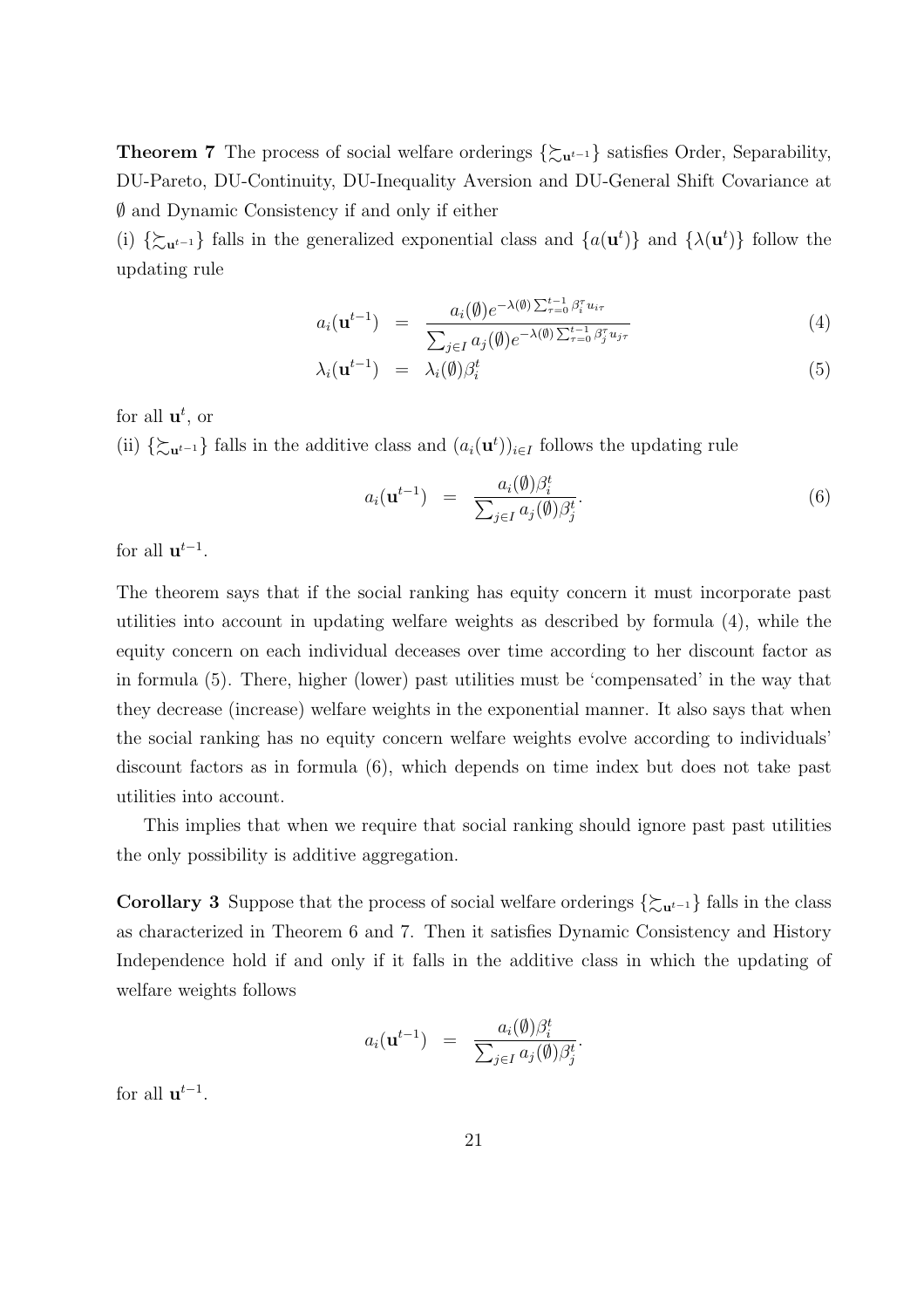**Theorem 7** The process of social welfare orderings $\{\succsim_{\mathbf{u}^{t-1}}\}$ satisfies Order, Separability, DU-Pareto, DU-Continuity, DU-Inequality Aversion and DU-General Shift Covariance at $\emptyset$ and Dynamic Consistency if and only if either

(i) $\{\succsim_{\mathbf{u}^{t-1}}\}$ falls in the generalized exponential class and $\{a(\mathbf{u}^t)\}$ and $\{\lambda(\mathbf{u}^t)\}$ follow the updating rule

$$
\begin{aligned}
a_i(\mathbf{u}^{t-1}) &= \frac{a_i(\emptyset)e^{-\lambda(\emptyset)\sum_{\tau=0}^{t-1}\beta_i^\tau u_{i\tau}}}{\sum_{j\in I} a_j(\emptyset)e^{-\lambda(\emptyset)\sum_{\tau=0}^{t-1}\beta_j^\tau u_{j\tau}}} && (4)\\
\lambda_i(\mathbf{u}^{t-1}) &= \lambda_i(\emptyset)\beta_i^t && (5)
\end{aligned}
$$

for all $\mathbf{u}^t$, or

(ii) $\{\succsim_{\mathbf{u}^{t-1}}\}$ falls in the additive class and $(a_i(\mathbf{u}^t))_{i\in I}$ follows the updating rule

$$
a_i(\mathbf{u}^{t-1}) = \frac{a_i(\emptyset)\beta_i^t}{\sum_{j\in I} a_j(\emptyset)\beta_j^t}. \tag{6}
$$

for all $\mathbf{u}^{t-1}$.

The theorem says that if the social ranking has equity concern it must incorporate past utilities into account in updating welfare weights as described by formula (4), while the equity concern on each individual deceases over time according to her discount factor as in formula (5). There, higher (lower) past utilities must be 'compensated' in the way that they decrease (increase) welfare weights in the exponential manner. It also says that when the social ranking has no equity concern welfare weights evolve according to individuals' discount factors as in formula (6), which depends on time index but does not take past utilities into account.

This implies that when we require that social ranking should ignore past past utilities the only possibility is additive aggregation.

**Corollary 3** Suppose that the process of social welfare orderings $\{\succsim_{\mathbf{u}^{t-1}}\}$ falls in the class as characterized in Theorem 6 and 7. Then it satisfies Dynamic Consistency and History Independence hold if and only if it falls in the additive class in which the updating of welfare weights follows

$$
a_i(\mathbf{u}^{t-1}) = \frac{a_i(\emptyset)\beta_i^t}{\sum_{j\in I} a_j(\emptyset)\beta_j^t}.
$$

for all $\mathbf{u}^{t-1}$.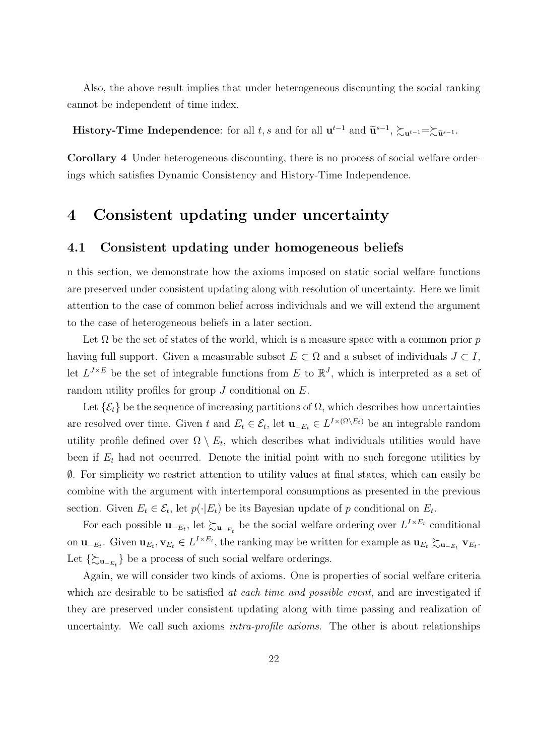Also, the above result implies that under heterogeneous discounting the social ranking cannot be independent of time index.

**History-Time Independence**: for all $t, s$ and for all $\mathbf{u}^{t-1}$ and $\widetilde{\mathbf{u}}^{s-1}$, $\succsim_{\mathbf{u}^{t-1}} = \succsim_{\widetilde{\mathbf{u}}^{s-1}}$.

**Corollary 4** Under heterogeneous discounting, there is no process of social welfare orderings which satisfies Dynamic Consistency and History-Time Independence.

# 4 Consistent updating under uncertainty

## 4.1 Consistent updating under homogeneous beliefs

n this section, we demonstrate how the axioms imposed on static social welfare functions are preserved under consistent updating along with resolution of uncertainty. Here we limit attention to the case of common belief across individuals and we will extend the argument to the case of heterogeneous beliefs in a later section.

Let $\Omega$ be the set of states of the world, which is a measure space with a common prior $p$ having full support. Given a measurable subset $E \subset \Omega$ and a subset of individuals $J \subset I$, let $L^{J \times E}$ be the set of integrable functions from $E$ to $\mathbb{R}^J$, which is interpreted as a set of random utility profiles for group $J$ conditional on $E$.

Let $\{\mathcal{E}_t\}$ be the sequence of increasing partitions of $\Omega$, which describes how uncertainties are resolved over time. Given $t$ and $E_t \in \mathcal{E}_t$, let $\mathbf{u}_{-E_t} \in L^{I \times (\Omega \setminus E_t)}$ be an integrable random utility profile defined over $\Omega \setminus E_t$, which describes what individuals utilities would have been if $E_t$ had not occurred. Denote the initial point with no such foregone utilities by $\emptyset$. For simplicity we restrict attention to utility values at final states, which can easily be combine with the argument with intertemporal consumptions as presented in the previous section. Given $E_t \in \mathcal{E}_t$, let $p(\cdot|E_t)$ be its Bayesian update of $p$ conditional on $E_t$.

For each possible $\mathbf{u}_{-E_t}$, let $\succsim_{\mathbf{u}_{-E_t}}$ be the social welfare ordering over $L^{I \times E_t}$ conditional on $\mathbf{u}_{-E_t}$. Given $\mathbf{u}_{E_t}, \mathbf{v}_{E_t} \in L^{I \times E_t}$, the ranking may be written for example as $\mathbf{u}_{E_t} \succsim_{\mathbf{u}_{-E_t}} \mathbf{v}_{E_t}$. Let $\{\succsim_{\mathbf{u}_{-E_t}}\}$ be a process of such social welfare orderings.

Again, we will consider two kinds of axioms. One is properties of social welfare criteria which are desirable to be satisfied *at each time and possible event*, and are investigated if they are preserved under consistent updating along with time passing and realization of uncertainty. We call such axioms *intra-profile axioms*. The other is about relationships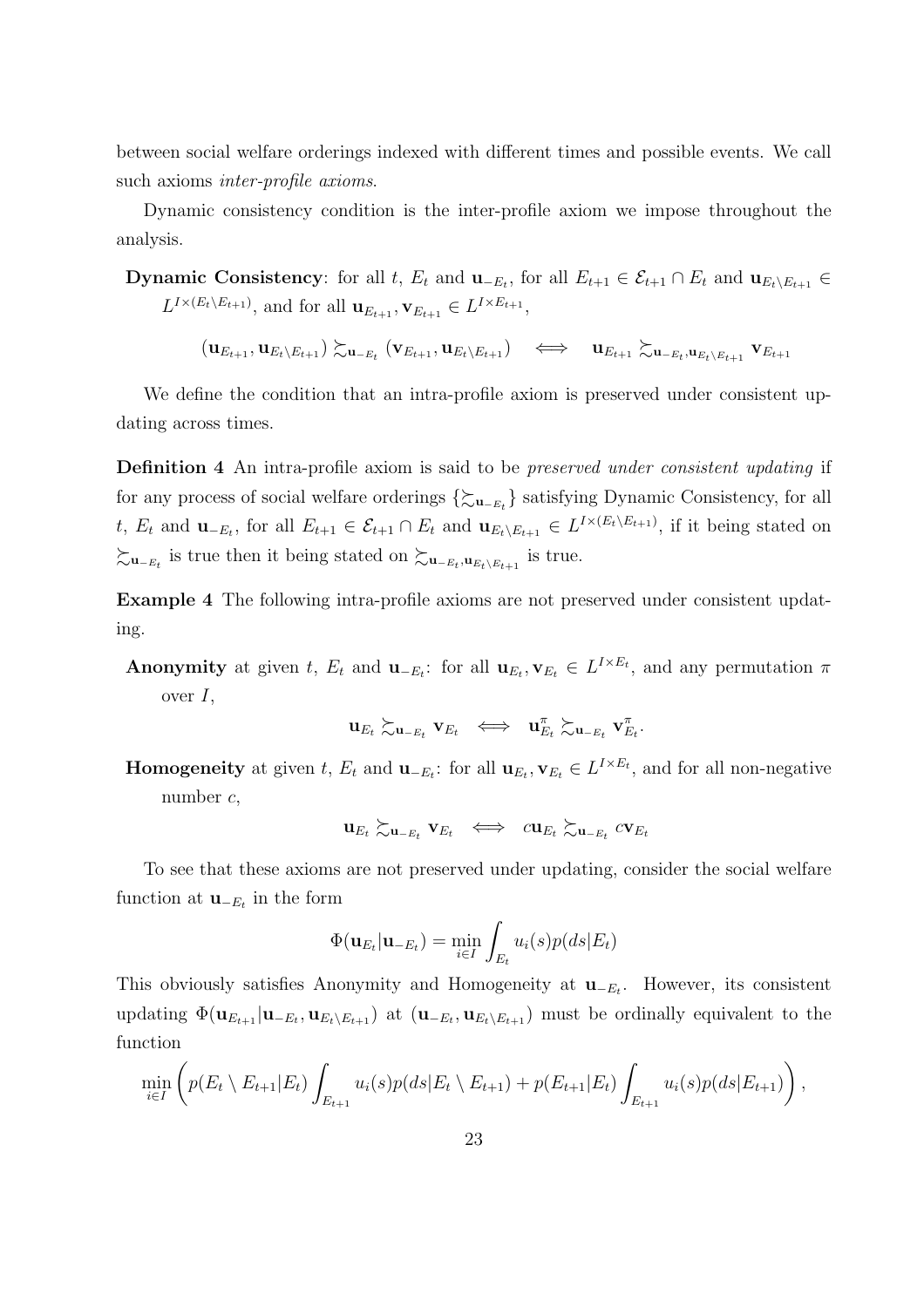between social welfare orderings indexed with different times and possible events. We call such axioms *inter-profile axioms*.

Dynamic consistency condition is the inter-profile axiom we impose throughout the analysis.

**Dynamic Consistency**: for all $t$, $E_t$ and $\mathbf{u}_{-E_t}$, for all $E_{t+1} \in \mathcal{E}_{t+1} \cap E_t$ and $\mathbf{u}_{E_t \setminus E_{t+1}} \in L^{I \times (E_t \setminus E_{t+1})}$, and for all $\mathbf{u}_{E_{t+1}}, \mathbf{v}_{E_{t+1}} \in L^{I \times E_{t+1}}$,

$$(\mathbf{u}_{E_{t+1}}, \mathbf{u}_{E_t \setminus E_{t+1}}) \succsim_{\mathbf{u}_{-E_t}} (\mathbf{v}_{E_{t+1}}, \mathbf{u}_{E_t \setminus E_{t+1}}) \iff \mathbf{u}_{E_{t+1}} \succsim_{\mathbf{u}_{-E_t}, \mathbf{u}_{E_t \setminus E_{t+1}}} \mathbf{v}_{E_{t+1}}$$

We define the condition that an intra-profile axiom is preserved under consistent updating across times.

**Definition 4** An intra-profile axiom is said to be *preserved under consistent updating* if for any process of social welfare orderings $\{\succsim_{\mathbf{u}_{-E_t}}\}$ satisfying Dynamic Consistency, for all $t$, $E_t$ and $\mathbf{u}_{-E_t}$, for all $E_{t+1} \in \mathcal{E}_{t+1} \cap E_t$ and $\mathbf{u}_{E_t \setminus E_{t+1}} \in L^{I \times (E_t \setminus E_{t+1})}$, if it being stated on $\succsim_{\mathbf{u}_{-E_t}}$ is true then it being stated on $\succsim_{\mathbf{u}_{-E_t}, \mathbf{u}_{E_t \setminus E_{t+1}}}$ is true.

**Example 4** The following intra-profile axioms are not preserved under consistent updating.

**Anonymity** at given $t$, $E_t$ and $\mathbf{u}_{-E_t}$: for all $\mathbf{u}_{E_t}, \mathbf{v}_{E_t} \in L^{I \times E_t}$, and any permutation $\pi$ over $I$,

$$\mathbf{u}_{E_t} \succsim_{\mathbf{u}_{-E_t}} \mathbf{v}_{E_t} \iff \mathbf{u}^{\pi}_{E_t} \succsim_{\mathbf{u}_{-E_t}} \mathbf{v}^{\pi}_{E_t}.$$

**Homogeneity** at given $t$, $E_t$ and $\mathbf{u}_{-E_t}$: for all $\mathbf{u}_{E_t}, \mathbf{v}_{E_t} \in L^{I \times E_t}$, and for all non-negative number $c$,

$$\mathbf{u}_{E_t} \succsim_{\mathbf{u}_{-E_t}} \mathbf{v}_{E_t} \iff c\mathbf{u}_{E_t} \succsim_{\mathbf{u}_{-E_t}} c\mathbf{v}_{E_t}$$

To see that these axioms are not preserved under updating, consider the social welfare function at $\mathbf{u}_{-E_t}$ in the form

$$\Phi(\mathbf{u}_{E_t} | \mathbf{u}_{-E_t}) = \min_{i \in I} \int_{E_t} u_i(s) p(ds|E_t)$$

This obviously satisfies Anonymity and Homogeneity at $\mathbf{u}_{-E_t}$. However, its consistent updating $\Phi(\mathbf{u}_{E_{t+1}} | \mathbf{u}_{-E_t}, \mathbf{u}_{E_t \setminus E_{t+1}})$ at $(\mathbf{u}_{-E_t}, \mathbf{u}_{E_t \setminus E_{t+1}})$ must be ordinally equivalent to the function

$$\min_{i \in I} \left( p(E_t \setminus E_{t+1} | E_t) \int_{E_{t+1}} u_i(s) p(ds | E_t \setminus E_{t+1}) + p(E_{t+1} | E_t) \int_{E_{t+1}} u_i(s) p(ds | E_{t+1}) \right),$$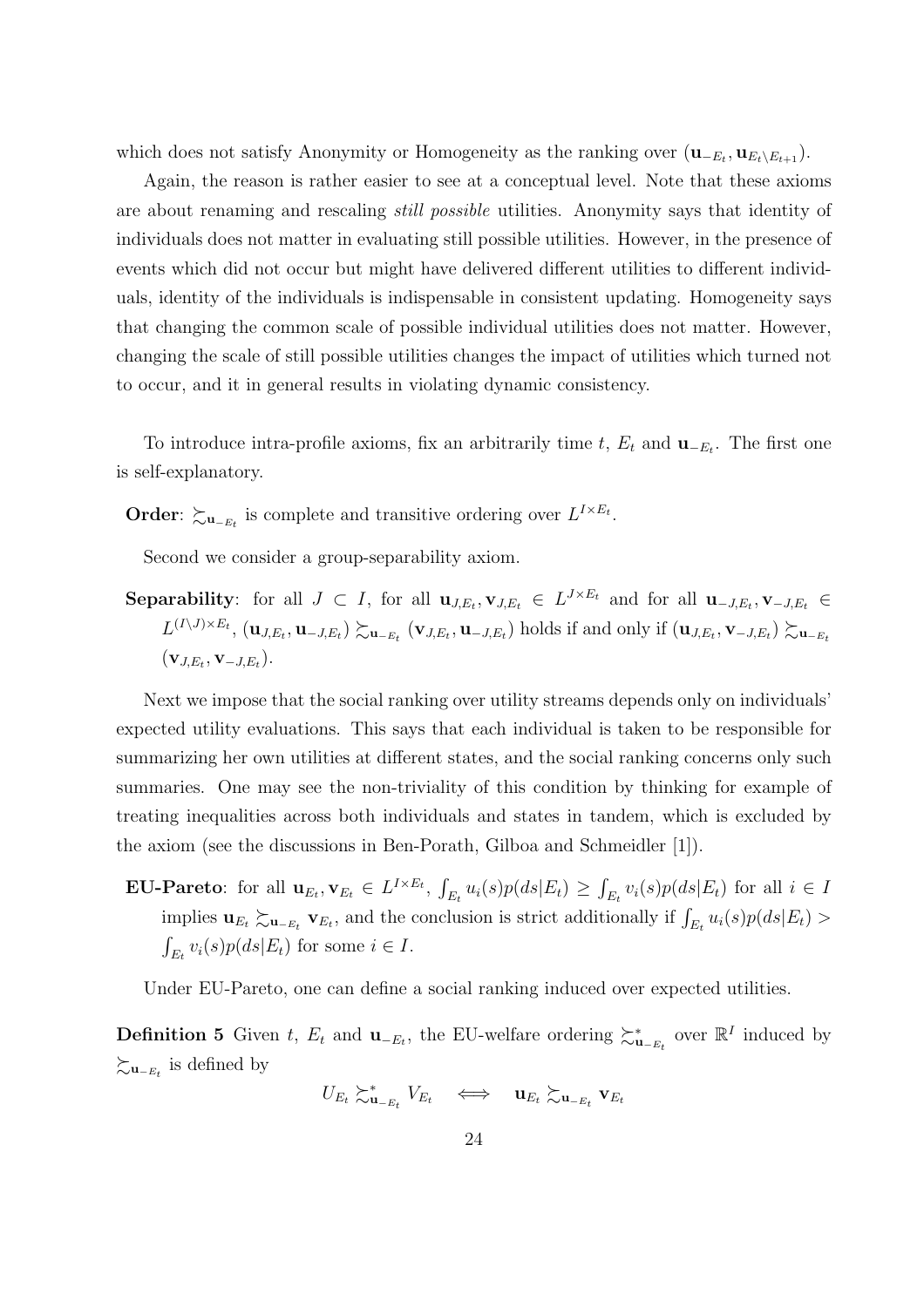which does not satisfy Anonymity or Homogeneity as the ranking over $(\mathbf{u}_{-E_t}, \mathbf{u}_{E_t \setminus E_{t+1}})$.

Again, the reason is rather easier to see at a conceptual level. Note that these axioms are about renaming and rescaling *still possible* utilities. Anonymity says that identity of individuals does not matter in evaluating still possible utilities. However, in the presence of events which did not occur but might have delivered different utilities to different individuals, identity of the individuals is indispensable in consistent updating. Homogeneity says that changing the common scale of possible individual utilities does not matter. However, changing the scale of still possible utilities changes the impact of utilities which turned not to occur, and it in general results in violating dynamic consistency.

To introduce intra-profile axioms, fix an arbitrarily time $t$, $E_t$ and $\mathbf{u}_{-E_t}$. The first one is self-explanatory.

**Order**: $\succsim_{\mathbf{u}_{-E_t}}$ is complete and transitive ordering over $L^{I \times E_t}$.

Second we consider a group-separability axiom.

**Separability**: for all $J \subset I$, for all $\mathbf{u}_{J,E_t}, \mathbf{v}_{J,E_t} \in L^{J \times E_t}$ and for all $\mathbf{u}_{-J,E_t}, \mathbf{v}_{-J,E_t} \in L^{(I \setminus J) \times E_t}$, $(\mathbf{u}_{J,E_t}, \mathbf{u}_{-J,E_t}) \succsim_{\mathbf{u}_{-E_t}} (\mathbf{v}_{J,E_t}, \mathbf{u}_{-J,E_t})$ holds if and only if $(\mathbf{u}_{J,E_t}, \mathbf{v}_{-J,E_t}) \succsim_{\mathbf{u}_{-E_t}} (\mathbf{v}_{J,E_t}, \mathbf{v}_{-J,E_t})$.

Next we impose that the social ranking over utility streams depends only on individuals' expected utility evaluations. This says that each individual is taken to be responsible for summarizing her own utilities at different states, and the social ranking concerns only such summaries. One may see the non-triviality of this condition by thinking for example of treating inequalities across both individuals and states in tandem, which is excluded by the axiom (see the discussions in Ben-Porath, Gilboa and Schmeidler [1]).

**EU-Pareto**: for all $\mathbf{u}_{E_t}, \mathbf{v}_{E_t} \in L^{I \times E_t}$, $\int_{E_t} u_i(s) p(ds|E_t) \geq \int_{E_t} v_i(s) p(ds|E_t)$ for all $i \in I$ implies $\mathbf{u}_{E_t} \succsim_{\mathbf{u}_{-E_t}} \mathbf{v}_{E_t}$, and the conclusion is strict additionally if $\int_{E_t} u_i(s) p(ds|E_t) > \int_{E_t} v_i(s) p(ds|E_t)$ for some $i \in I$.

Under EU-Pareto, one can define a social ranking induced over expected utilities.

**Definition 5** Given $t$, $E_t$ and $\mathbf{u}_{-E_t}$, the EU-welfare ordering $\succsim^*_{\mathbf{u}_{-E_t}}$ over $\mathbb{R}^I$ induced by $\succsim_{\mathbf{u}_{-E_t}}$ is defined by

$$U_{E_t} \succsim^*_{\mathbf{u}_{-E_t}} V_{E_t} \iff \mathbf{u}_{E_t} \succsim_{\mathbf{u}_{-E_t}} \mathbf{v}_{E_t}$$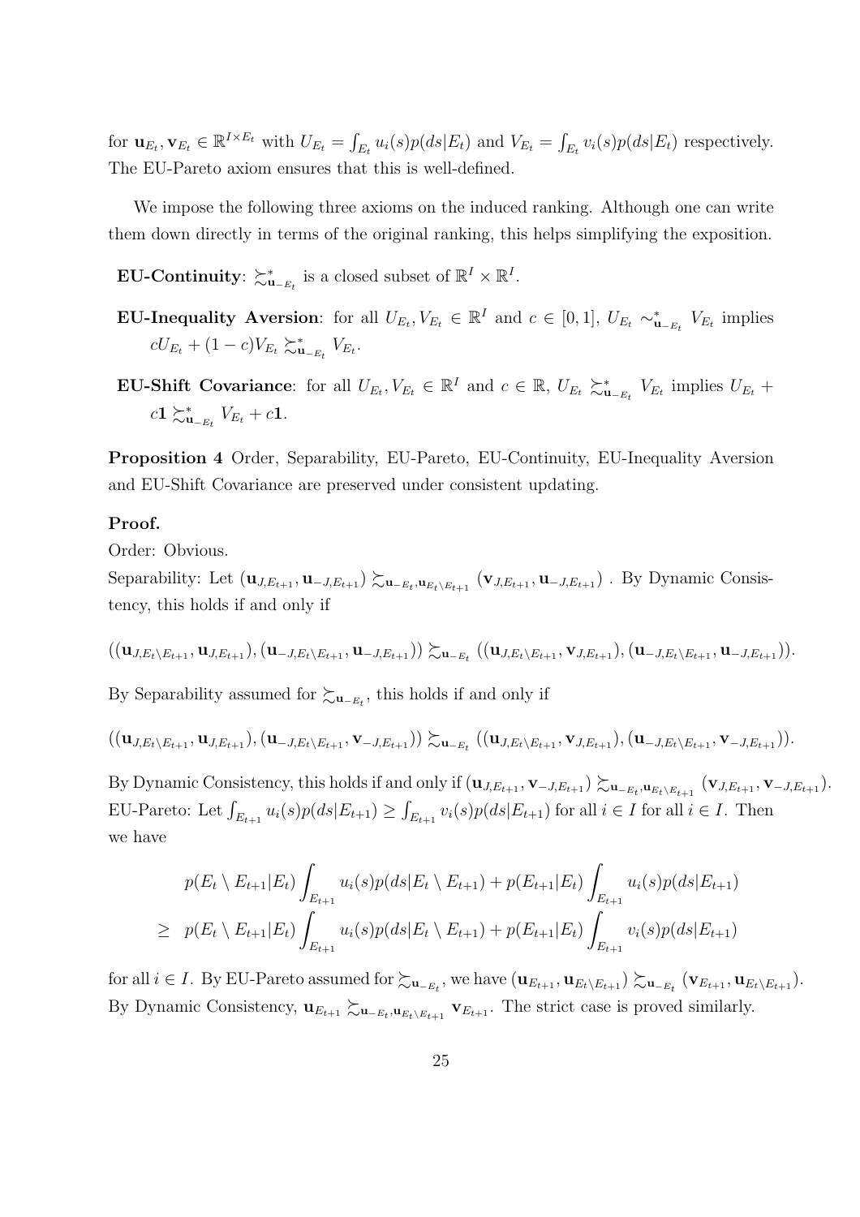for $\mathbf{u}_{E_t}, \mathbf{v}_{E_t} \in \mathbb{R}^{I \times E_t}$ with $U_{E_t} = \int_{E_t} u_i(s) p(ds|E_t)$ and $V_{E_t} = \int_{E_t} v_i(s) p(ds|E_t)$ respectively. The EU-Pareto axiom ensures that this is well-defined.

We impose the following three axioms on the induced ranking. Although one can write them down directly in terms of the original ranking, this helps simplifying the exposition.

**EU-Continuity**: $\succsim^*_{\mathbf{u}_{-E_t}}$ is a closed subset of $\mathbb{R}^I \times \mathbb{R}^I$.

**EU-Inequality Aversion**: for all $U_{E_t}, V_{E_t} \in \mathbb{R}^I$ and $c \in [0,1]$, $U_{E_t} \sim^*_{\mathbf{u}_{-E_t}} V_{E_t}$ implies $cU_{E_t} + (1-c)V_{E_t} \succsim^*_{\mathbf{u}_{-E_t}} V_{E_t}$.

**EU-Shift Covariance**: for all $U_{E_t}, V_{E_t} \in \mathbb{R}^I$ and $c \in \mathbb{R}$, $U_{E_t} \succsim^*_{\mathbf{u}_{-E_t}} V_{E_t}$ implies $U_{E_t} + c\mathbf{1} \succsim^*_{\mathbf{u}_{-E_t}} V_{E_t} + c\mathbf{1}$.

**Proposition 4** Order, Separability, EU-Pareto, EU-Continuity, EU-Inequality Aversion and EU-Shift Covariance are preserved under consistent updating.

**Proof.**

Order: Obvious.

Separability: Let $(\mathbf{u}_{J,E_{t+1}}, \mathbf{u}_{-J,E_{t+1}}) \succsim_{\mathbf{u}_{-E_t}, \mathbf{u}_{E_t \setminus E_{t+1}}} (\mathbf{v}_{J,E_{t+1}}, \mathbf{u}_{-J,E_{t+1}})$ . By Dynamic Consistency, this holds if and only if

$$((\mathbf{u}_{J,E_t \setminus E_{t+1}}, \mathbf{u}_{J,E_{t+1}}), (\mathbf{u}_{-J,E_t \setminus E_{t+1}}, \mathbf{u}_{-J,E_{t+1}})) \succsim_{\mathbf{u}_{-E_t}} ((\mathbf{u}_{J,E_t \setminus E_{t+1}}, \mathbf{v}_{J,E_{t+1}}), (\mathbf{u}_{-J,E_t \setminus E_{t+1}}, \mathbf{u}_{-J,E_{t+1}})).$$

By Separability assumed for $\succsim_{\mathbf{u}_{-E_t}}$, this holds if and only if

$$((\mathbf{u}_{J,E_t \setminus E_{t+1}}, \mathbf{u}_{J,E_{t+1}}), (\mathbf{u}_{-J,E_t \setminus E_{t+1}}, \mathbf{v}_{-J,E_{t+1}})) \succsim_{\mathbf{u}_{-E_t}} ((\mathbf{u}_{J,E_t \setminus E_{t+1}}, \mathbf{v}_{J,E_{t+1}}), (\mathbf{u}_{-J,E_t \setminus E_{t+1}}, \mathbf{v}_{-J,E_{t+1}})).$$

By Dynamic Consistency, this holds if and only if $(\mathbf{u}_{J,E_{t+1}}, \mathbf{v}_{-J,E_{t+1}}) \succsim_{\mathbf{u}_{-E_t}, \mathbf{u}_{E_t \setminus E_{t+1}}} (\mathbf{v}_{J,E_{t+1}}, \mathbf{v}_{-J,E_{t+1}})$.

EU-Pareto: Let $\int_{E_{t+1}} u_i(s) p(ds|E_{t+1}) \geq \int_{E_{t+1}} v_i(s) p(ds|E_{t+1})$ for all $i \in I$ for all $i \in I$. Then we have

$$\begin{aligned}
& p(E_t \setminus E_{t+1}|E_t) \int_{E_{t+1}} u_i(s) p(ds|E_t \setminus E_{t+1}) + p(E_{t+1}|E_t) \int_{E_{t+1}} u_i(s) p(ds|E_{t+1}) \\
\geq \; & p(E_t \setminus E_{t+1}|E_t) \int_{E_{t+1}} u_i(s) p(ds|E_t \setminus E_{t+1}) + p(E_{t+1}|E_t) \int_{E_{t+1}} v_i(s) p(ds|E_{t+1})
\end{aligned}$$

for all $i \in I$. By EU-Pareto assumed for $\succsim_{\mathbf{u}_{-E_t}}$, we have $(\mathbf{u}_{E_{t+1}}, \mathbf{u}_{E_t \setminus E_{t+1}}) \succsim_{\mathbf{u}_{-E_t}} (\mathbf{v}_{E_{t+1}}, \mathbf{u}_{E_t \setminus E_{t+1}})$. By Dynamic Consistency, $\mathbf{u}_{E_{t+1}} \succsim_{\mathbf{u}_{-E_t}, \mathbf{u}_{E_t \setminus E_{t+1}}} \mathbf{v}_{E_{t+1}}$. The strict case is proved similarly.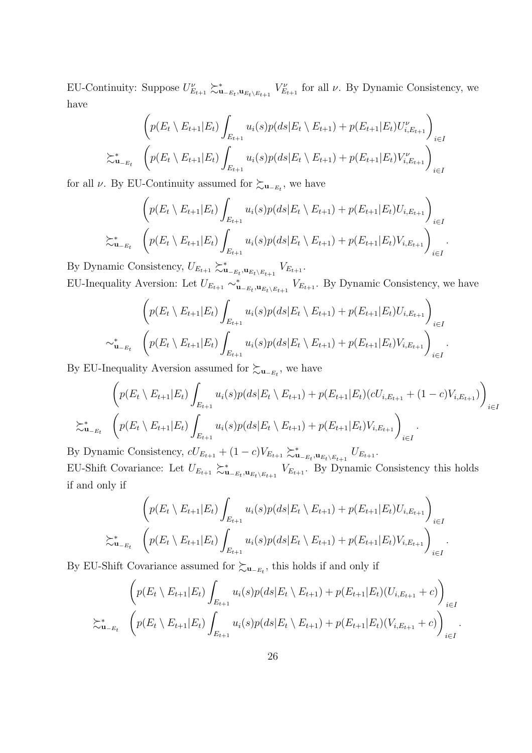EU-Continuity: Suppose $U^{\nu}_{E_{t+1}} \succsim^*_{\mathbf{u}_{-E_t}, \mathbf{u}_{E_t \setminus E_{t+1}}} V^{\nu}_{E_{t+1}}$ for all $\nu$. By Dynamic Consistency, we have

$$
\begin{aligned}
&\left( p(E_t \setminus E_{t+1}|E_t) \int_{E_{t+1}} u_i(s) p(ds|E_t \setminus E_{t+1}) + p(E_{t+1}|E_t) U^{\nu}_{i,E_{t+1}} \right)_{i \in I} \\
\succsim^*_{\mathbf{u}_{-E_t}} \quad &\left( p(E_t \setminus E_{t+1}|E_t) \int_{E_{t+1}} u_i(s) p(ds|E_t \setminus E_{t+1}) + p(E_{t+1}|E_t) V^{\nu}_{i,E_{t+1}} \right)_{i \in I}
\end{aligned}
$$

for all $\nu$. By EU-Continuity assumed for $\succsim_{\mathbf{u}_{-E_t}}$, we have

$$
\begin{aligned}
&\left( p(E_t \setminus E_{t+1}|E_t) \int_{E_{t+1}} u_i(s) p(ds|E_t \setminus E_{t+1}) + p(E_{t+1}|E_t) U_{i,E_{t+1}} \right)_{i \in I} \\
\succsim^*_{\mathbf{u}_{-E_t}} \quad &\left( p(E_t \setminus E_{t+1}|E_t) \int_{E_{t+1}} u_i(s) p(ds|E_t \setminus E_{t+1}) + p(E_{t+1}|E_t) V_{i,E_{t+1}} \right)_{i \in I}.
\end{aligned}
$$

By Dynamic Consistency, $U_{E_{t+1}} \succsim^*_{\mathbf{u}_{-E_t}, \mathbf{u}_{E_t \setminus E_{t+1}}} V_{E_{t+1}}$.

EU-Inequality Aversion: Let $U_{E_{t+1}} \sim^*_{\mathbf{u}_{-E_t}, \mathbf{u}_{E_t \setminus E_{t+1}}} V_{E_{t+1}}$. By Dynamic Consistency, we have

$$
\begin{aligned}
&\left( p(E_t \setminus E_{t+1}|E_t) \int_{E_{t+1}} u_i(s) p(ds|E_t \setminus E_{t+1}) + p(E_{t+1}|E_t) U_{i,E_{t+1}} \right)_{i \in I} \\
\sim^*_{\mathbf{u}_{-E_t}} \quad &\left( p(E_t \setminus E_{t+1}|E_t) \int_{E_{t+1}} u_i(s) p(ds|E_t \setminus E_{t+1}) + p(E_{t+1}|E_t) V_{i,E_{t+1}} \right)_{i \in I}.
\end{aligned}
$$

By EU-Inequality Aversion assumed for $\succsim_{\mathbf{u}_{-E_t}}$, we have

$$
\begin{aligned}
&\left( p(E_t \setminus E_{t+1}|E_t) \int_{E_{t+1}} u_i(s) p(ds|E_t \setminus E_{t+1}) + p(E_{t+1}|E_t) (c U_{i,E_{t+1}} + (1-c) V_{i,E_{t+1}}) \right)_{i \in I} \\
\succsim^*_{\mathbf{u}_{-E_t}} \quad &\left( p(E_t \setminus E_{t+1}|E_t) \int_{E_{t+1}} u_i(s) p(ds|E_t \setminus E_{t+1}) + p(E_{t+1}|E_t) V_{i,E_{t+1}} \right)_{i \in I}.
\end{aligned}
$$

By Dynamic Consistency, $cU_{E_{t+1}} + (1-c) V_{E_{t+1}} \succsim^*_{\mathbf{u}_{-E_t}, \mathbf{u}_{E_t \setminus E_{t+1}}} U_{E_{t+1}}$.

EU-Shift Covariance: Let $U_{E_{t+1}} \succsim^*_{\mathbf{u}_{-E_t}, \mathbf{u}_{E_t \setminus E_{t+1}}} V_{E_{t+1}}$. By Dynamic Consistency this holds if and only if

$$
\begin{aligned}
&\left( p(E_t \setminus E_{t+1}|E_t) \int_{E_{t+1}} u_i(s) p(ds|E_t \setminus E_{t+1}) + p(E_{t+1}|E_t) U_{i,E_{t+1}} \right)_{i \in I} \\
\succsim^*_{\mathbf{u}_{-E_t}} \quad &\left( p(E_t \setminus E_{t+1}|E_t) \int_{E_{t+1}} u_i(s) p(ds|E_t \setminus E_{t+1}) + p(E_{t+1}|E_t) V_{i,E_{t+1}} \right)_{i \in I}.
\end{aligned}
$$

By EU-Shift Covariance assumed for $\succsim_{\mathbf{u}_{-E_t}}$, this holds if and only if

$$
\begin{aligned}
&\left( p(E_t \setminus E_{t+1}|E_t) \int_{E_{t+1}} u_i(s) p(ds|E_t \setminus E_{t+1}) + p(E_{t+1}|E_t) (U_{i,E_{t+1}} + c) \right)_{i \in I} \\
\succsim^*_{\mathbf{u}_{-E_t}} \quad &\left( p(E_t \setminus E_{t+1}|E_t) \int_{E_{t+1}} u_i(s) p(ds|E_t \setminus E_{t+1}) + p(E_{t+1}|E_t) (V_{i,E_{t+1}} + c) \right)_{i \in I}.
\end{aligned}
$$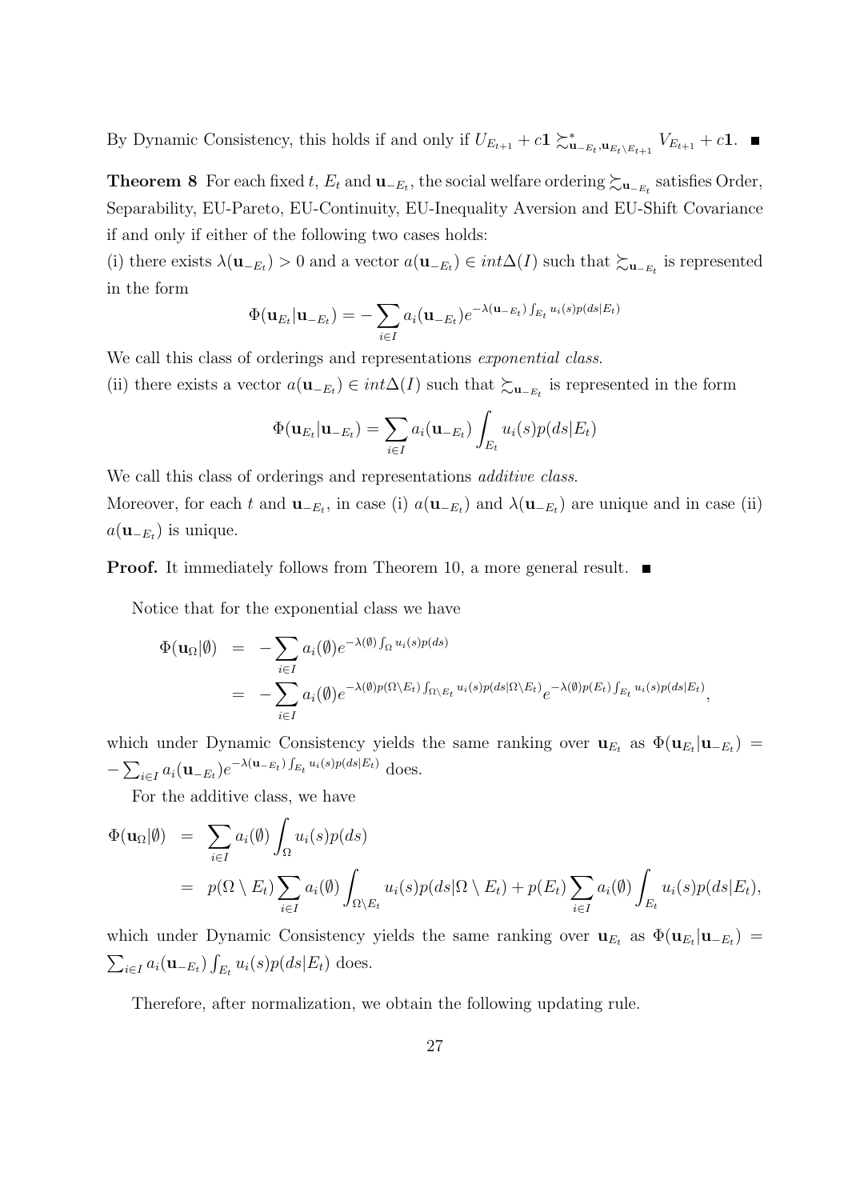By Dynamic Consistency, this holds if and only if $U_{E_{t+1}} + c\mathbf{1} \succsim^*_{\mathbf{u}_{-E_t}, \mathbf{u}_{E_t \setminus E_{t+1}}} V_{E_{t+1}} + c\mathbf{1}$. ■

**Theorem 8** For each fixed $t$, $E_t$ and $\mathbf{u}_{-E_t}$, the social welfare ordering $\succsim_{\mathbf{u}_{-E_t}}$ satisfies Order, Separability, EU-Pareto, EU-Continuity, EU-Inequality Aversion and EU-Shift Covariance if and only if either of the following two cases holds:

(i) there exists $\lambda(\mathbf{u}_{-E_t}) > 0$ and a vector $a(\mathbf{u}_{-E_t}) \in int\Delta(I)$ such that $\succsim_{\mathbf{u}_{-E_t}}$ is represented in the form

$$\Phi(\mathbf{u}_{E_t}|\mathbf{u}_{-E_t}) = -\sum_{i \in I} a_i(\mathbf{u}_{-E_t}) e^{-\lambda(\mathbf{u}_{-E_t}) \int_{E_t} u_i(s) p(ds|E_t)}$$

We call this class of orderings and representations *exponential class*.

(ii) there exists a vector $a(\mathbf{u}_{-E_t}) \in int\Delta(I)$ such that $\succsim_{\mathbf{u}_{-E_t}}$ is represented in the form

$$\Phi(\mathbf{u}_{E_t}|\mathbf{u}_{-E_t}) = \sum_{i \in I} a_i(\mathbf{u}_{-E_t}) \int_{E_t} u_i(s) p(ds|E_t)$$

We call this class of orderings and representations *additive class*.

Moreover, for each $t$ and $\mathbf{u}_{-E_t}$, in case (i) $a(\mathbf{u}_{-E_t})$ and $\lambda(\mathbf{u}_{-E_t})$ are unique and in case (ii) $a(\mathbf{u}_{-E_t})$ is unique.

**Proof.** It immediately follows from Theorem 10, a more general result. ■

Notice that for the exponential class we have

$$\begin{aligned}
\Phi(\mathbf{u}_\Omega|\emptyset) &= -\sum_{i \in I} a_i(\emptyset) e^{-\lambda(\emptyset) \int_\Omega u_i(s) p(ds)} \\
&= -\sum_{i \in I} a_i(\emptyset) e^{-\lambda(\emptyset) p(\Omega \setminus E_t) \int_{\Omega \setminus E_t} u_i(s) p(ds|\Omega \setminus E_t)} e^{-\lambda(\emptyset) p(E_t) \int_{E_t} u_i(s) p(ds|E_t)},
\end{aligned}$$

which under Dynamic Consistency yields the same ranking over $\mathbf{u}_{E_t}$ as $\Phi(\mathbf{u}_{E_t}|\mathbf{u}_{-E_t}) = -\sum_{i \in I} a_i(\mathbf{u}_{-E_t}) e^{-\lambda(\mathbf{u}_{-E_t}) \int_{E_t} u_i(s) p(ds|E_t)}$ does.

For the additive class, we have

$$\begin{aligned}
\Phi(\mathbf{u}_\Omega|\emptyset) &= \sum_{i \in I} a_i(\emptyset) \int_\Omega u_i(s) p(ds) \\
&= p(\Omega \setminus E_t) \sum_{i \in I} a_i(\emptyset) \int_{\Omega \setminus E_t} u_i(s) p(ds|\Omega \setminus E_t) + p(E_t) \sum_{i \in I} a_i(\emptyset) \int_{E_t} u_i(s) p(ds|E_t),
\end{aligned}$$

which under Dynamic Consistency yields the same ranking over $\mathbf{u}_{E_t}$ as $\Phi(\mathbf{u}_{E_t}|\mathbf{u}_{-E_t}) = \sum_{i \in I} a_i(\mathbf{u}_{-E_t}) \int_{E_t} u_i(s) p(ds|E_t)$ does.

Therefore, after normalization, we obtain the following updating rule.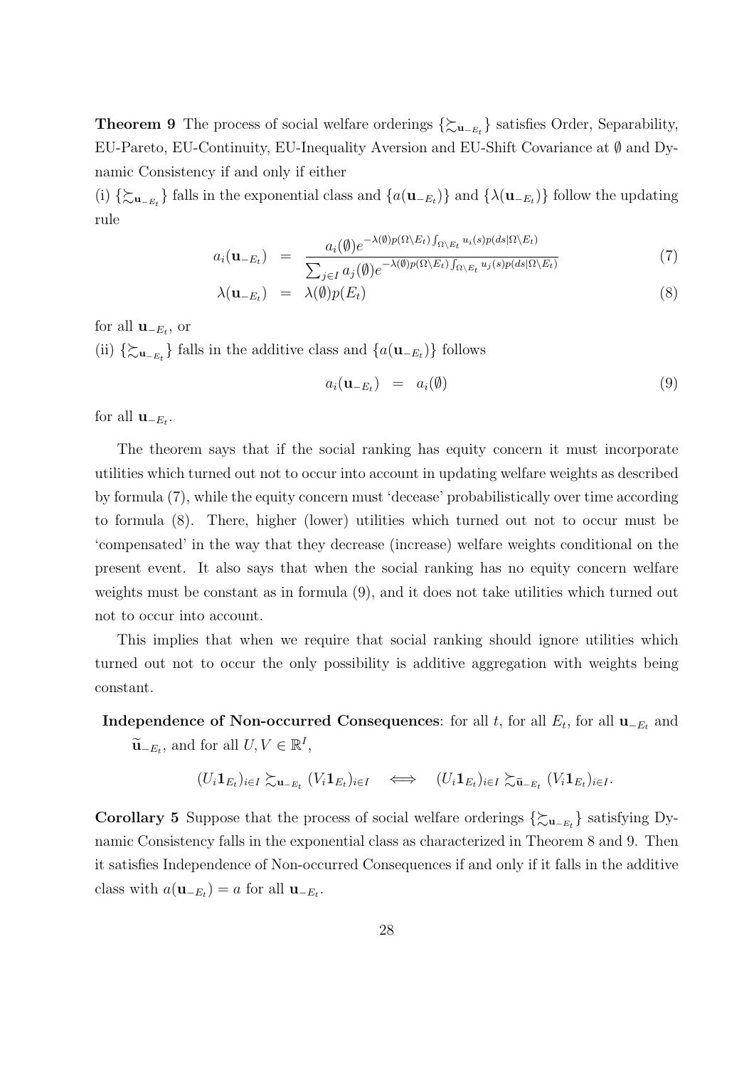**Theorem 9** The process of social welfare orderings $\{\succsim_{\mathbf{u}_{-E_t}}\}$ satisfies Order, Separability, EU-Pareto, EU-Continuity, EU-Inequality Aversion and EU-Shift Covariance at $\emptyset$ and Dynamic Consistency if and only if either

(i) $\{\succsim_{\mathbf{u}_{-E_t}}\}$ falls in the exponential class and $\{a(\mathbf{u}_{-E_t})\}$ and $\{\lambda(\mathbf{u}_{-E_t})\}$ follow the updating rule

$$a_i(\mathbf{u}_{-E_t}) = \frac{a_i(\emptyset)e^{-\lambda(\emptyset)p(\Omega\setminus E_t)\int_{\Omega\setminus E_t} u_i(s)p(ds|\Omega\setminus E_t)}}{\sum_{j\in I} a_j(\emptyset)e^{-\lambda(\emptyset)p(\Omega\setminus E_t)\int_{\Omega\setminus E_t} u_j(s)p(ds|\Omega\setminus E_t)}} \tag{7}$$

$$\lambda(\mathbf{u}_{-E_t}) = \lambda(\emptyset)p(E_t) \tag{8}$$

for all $\mathbf{u}_{-E_t}$, or

(ii) $\{\succsim_{\mathbf{u}_{-E_t}}\}$ falls in the additive class and $\{a(\mathbf{u}_{-E_t})\}$ follows

$$a_i(\mathbf{u}_{-E_t}) = a_i(\emptyset) \tag{9}$$

for all $\mathbf{u}_{-E_t}$.

The theorem says that if the social ranking has equity concern it must incorporate utilities which turned out not to occur into account in updating welfare weights as described by formula (7), while the equity concern must 'decease' probabilistically over time according to formula (8). There, higher (lower) utilities which turned out not to occur must be 'compensated' in the way that they decrease (increase) welfare weights conditional on the present event. It also says that when the social ranking has no equity concern welfare weights must be constant as in formula (9), and it does not take utilities which turned out not to occur into account.

This implies that when we require that social ranking should ignore utilities which turned out not to occur the only possibility is additive aggregation with weights being constant.

**Independence of Non-occurred Consequences**: for all $t$, for all $E_t$, for all $\mathbf{u}_{-E_t}$ and $\widetilde{\mathbf{u}}_{-E_t}$, and for all $U, V \in \mathbb{R}^I$,

$$(U_i \mathbf{1}_{E_t})_{i\in I} \succsim_{\mathbf{u}_{-E_t}} (V_i \mathbf{1}_{E_t})_{i\in I} \iff (U_i \mathbf{1}_{E_t})_{i\in I} \succsim_{\widetilde{\mathbf{u}}_{-E_t}} (V_i \mathbf{1}_{E_t})_{i\in I}.$$

**Corollary 5** Suppose that the process of social welfare orderings $\{\succsim_{\mathbf{u}_{-E_t}}\}$ satisfying Dynamic Consistency falls in the exponential class as characterized in Theorem 8 and 9. Then it satisfies Independence of Non-occurred Consequences if and only if it falls in the additive class with $a(\mathbf{u}_{-E_t}) = a$ for all $\mathbf{u}_{-E_t}$.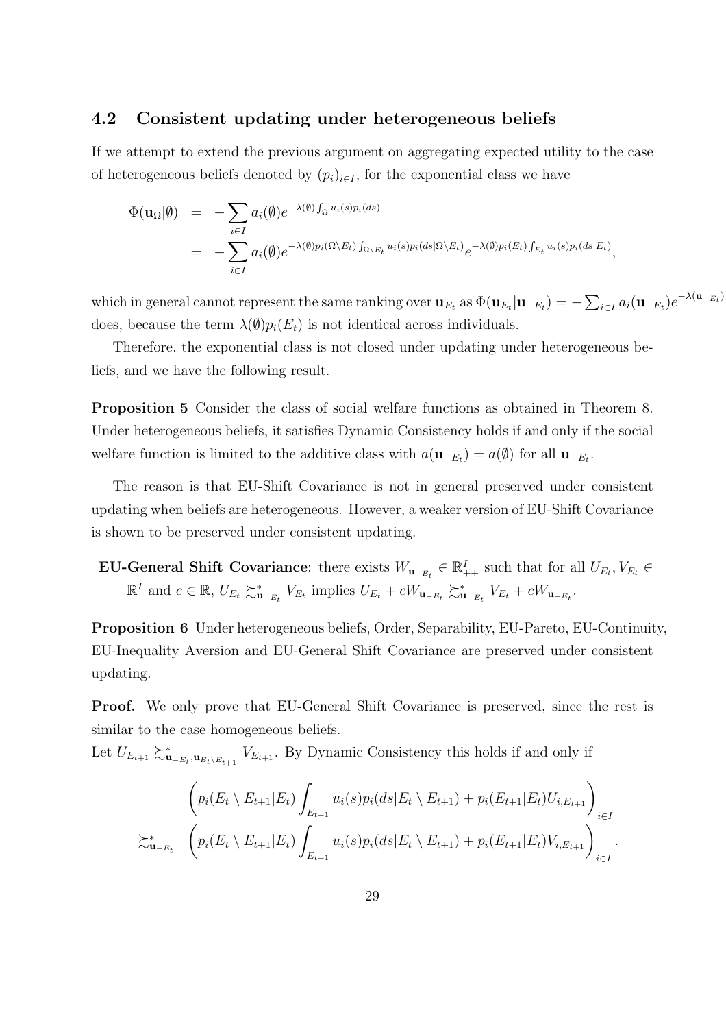### 4.2 Consistent updating under heterogeneous beliefs

If we attempt to extend the previous argument on aggregating expected utility to the case of heterogeneous beliefs denoted by $(p_i)_{i\in I}$, for the exponential class we have

$$
\begin{aligned}
\Phi(\mathbf{u}_\Omega|\emptyset) &= -\sum_{i\in I} a_i(\emptyset) e^{-\lambda(\emptyset)\int_\Omega u_i(s)p_i(ds)} \\
&= -\sum_{i\in I} a_i(\emptyset) e^{-\lambda(\emptyset)p_i(\Omega\setminus E_t)\int_{\Omega\setminus E_t} u_i(s)p_i(ds|\Omega\setminus E_t)} e^{-\lambda(\emptyset)p_i(E_t)\int_{E_t} u_i(s)p_i(ds|E_t)},
\end{aligned}
$$

which in general cannot represent the same ranking over $\mathbf{u}_{E_t}$ as $\Phi(\mathbf{u}_{E_t}|\mathbf{u}_{-E_t}) = -\sum_{i\in I} a_i(\mathbf{u}_{-E_t}) e^{-\lambda(\mathbf{u}_{-E_t})}$ does, because the term $\lambda(\emptyset)p_i(E_t)$ is not identical across individuals.

Therefore, the exponential class is not closed under updating under heterogeneous beliefs, and we have the following result.

**Proposition 5** Consider the class of social welfare functions as obtained in Theorem 8. Under heterogeneous beliefs, it satisfies Dynamic Consistency holds if and only if the social welfare function is limited to the additive class with $a(\mathbf{u}_{-E_t}) = a(\emptyset)$ for all $\mathbf{u}_{-E_t}$.

The reason is that EU-Shift Covariance is not in general preserved under consistent updating when beliefs are heterogeneous. However, a weaker version of EU-Shift Covariance is shown to be preserved under consistent updating.

**EU-General Shift Covariance**: there exists $W_{\mathbf{u}_{-E_t}} \in \mathbb{R}^I_{++}$ such that for all $U_{E_t}, V_{E_t} \in \mathbb{R}^I$ and $c \in \mathbb{R}$, $U_{E_t} \succsim^*_{\mathbf{u}_{-E_t}} V_{E_t}$ implies $U_{E_t} + cW_{\mathbf{u}_{-E_t}} \succsim^*_{\mathbf{u}_{-E_t}} V_{E_t} + cW_{\mathbf{u}_{-E_t}}$.

**Proposition 6** Under heterogeneous beliefs, Order, Separability, EU-Pareto, EU-Continuity, EU-Inequality Aversion and EU-General Shift Covariance are preserved under consistent updating.

**Proof.** We only prove that EU-General Shift Covariance is preserved, since the rest is similar to the case homogeneous beliefs.

Let $U_{E_{t+1}} \succsim^*_{\mathbf{u}_{-E_t},\mathbf{u}_{E_t\setminus E_{t+1}}} V_{E_{t+1}}$. By Dynamic Consistency this holds if and only if

$$
\begin{aligned}
&\left(p_i(E_t\setminus E_{t+1}|E_t)\int_{E_{t+1}} u_i(s)p_i(ds|E_t\setminus E_{t+1}) + p_i(E_{t+1}|E_t)U_{i,E_{t+1}}\right)_{i\in I} \\
\succsim^*_{\mathbf{u}_{-E_t}} &\left(p_i(E_t\setminus E_{t+1}|E_t)\int_{E_{t+1}} u_i(s)p_i(ds|E_t\setminus E_{t+1}) + p_i(E_{t+1}|E_t)V_{i,E_{t+1}}\right)_{i\in I}.
\end{aligned}
$$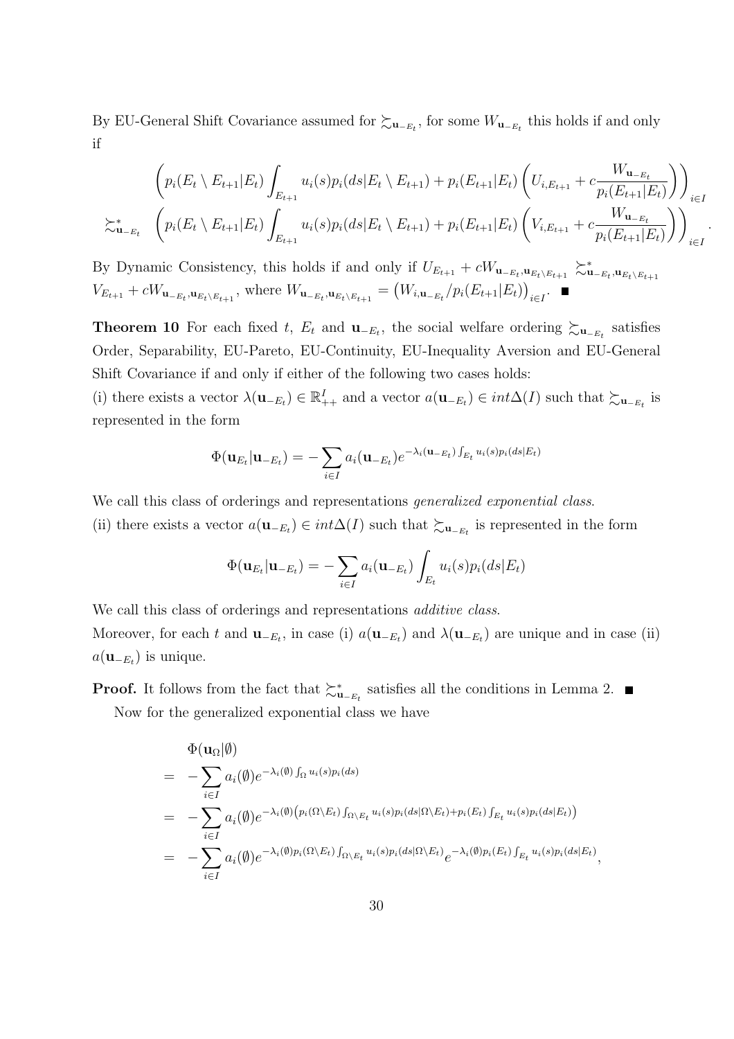By EU-General Shift Covariance assumed for $\succsim_{\mathbf{u}_{-E_t}}$, for some $W_{\mathbf{u}_{-E_t}}$ this holds if and only if

$$\begin{aligned}
&\left(p_i(E_t \setminus E_{t+1}|E_t)\int_{E_{t+1}} u_i(s)p_i(ds|E_t \setminus E_{t+1}) + p_i(E_{t+1}|E_t)\left(U_{i,E_{t+1}} + c\frac{W_{\mathbf{u}_{-E_t}}}{p_i(E_{t+1}|E_t)}\right)\right)_{i\in I} \\
\succsim^*_{\mathbf{u}_{-E_t}} \quad &\left(p_i(E_t \setminus E_{t+1}|E_t)\int_{E_{t+1}} u_i(s)p_i(ds|E_t \setminus E_{t+1}) + p_i(E_{t+1}|E_t)\left(V_{i,E_{t+1}} + c\frac{W_{\mathbf{u}_{-E_t}}}{p_i(E_{t+1}|E_t)}\right)\right)_{i\in I}.
\end{aligned}$$

By Dynamic Consistency, this holds if and only if $U_{E_{t+1}} + cW_{\mathbf{u}_{-E_t},\mathbf{u}_{E_t\setminus E_{t+1}}} \succsim^*_{\mathbf{u}_{-E_t},\mathbf{u}_{E_t\setminus E_{t+1}}} V_{E_{t+1}} + cW_{\mathbf{u}_{-E_t},\mathbf{u}_{E_t\setminus E_{t+1}}}$, where $W_{\mathbf{u}_{-E_t},\mathbf{u}_{E_t\setminus E_{t+1}}} = \left(W_{i,\mathbf{u}_{-E_t}}/p_i(E_{t+1}|E_t)\right)_{i\in I}$. ■

**Theorem 10** For each fixed $t$, $E_t$ and $\mathbf{u}_{-E_t}$, the social welfare ordering $\succsim_{\mathbf{u}_{-E_t}}$ satisfies Order, Separability, EU-Pareto, EU-Continuity, EU-Inequality Aversion and EU-General Shift Covariance if and only if either of the following two cases holds:

(i) there exists a vector $\lambda(\mathbf{u}_{-E_t}) \in \mathbb{R}^I_{++}$ and a vector $a(\mathbf{u}_{-E_t}) \in int\Delta(I)$ such that $\succsim_{\mathbf{u}_{-E_t}}$ is represented in the form

$$\Phi(\mathbf{u}_{E_t}|\mathbf{u}_{-E_t}) = -\sum_{i\in I} a_i(\mathbf{u}_{-E_t})e^{-\lambda_i(\mathbf{u}_{-E_t})\int_{E_t} u_i(s)p_i(ds|E_t)}$$

We call this class of orderings and representations *generalized exponential class*.

(ii) there exists a vector $a(\mathbf{u}_{-E_t}) \in int\Delta(I)$ such that $\succsim_{\mathbf{u}_{-E_t}}$ is represented in the form

$$\Phi(\mathbf{u}_{E_t}|\mathbf{u}_{-E_t}) = -\sum_{i\in I} a_i(\mathbf{u}_{-E_t})\int_{E_t} u_i(s)p_i(ds|E_t)$$

We call this class of orderings and representations *additive class*.

Moreover, for each $t$ and $\mathbf{u}_{-E_t}$, in case (i) $a(\mathbf{u}_{-E_t})$ and $\lambda(\mathbf{u}_{-E_t})$ are unique and in case (ii) $a(\mathbf{u}_{-E_t})$ is unique.

**Proof.** It follows from the fact that $\succsim^*_{\mathbf{u}_{-E_t}}$ satisfies all the conditions in Lemma 2. ■

Now for the generalized exponential class we have

$$\begin{aligned}
&\Phi(\mathbf{u}_\Omega|\emptyset) \\
=\ & -\sum_{i\in I} a_i(\emptyset)e^{-\lambda_i(\emptyset)\int_\Omega u_i(s)p_i(ds)} \\
=\ & -\sum_{i\in I} a_i(\emptyset)e^{-\lambda_i(\emptyset)\left(p_i(\Omega\setminus E_t)\int_{\Omega\setminus E_t} u_i(s)p_i(ds|\Omega\setminus E_t) + p_i(E_t)\int_{E_t} u_i(s)p_i(ds|E_t)\right)} \\
=\ & -\sum_{i\in I} a_i(\emptyset)e^{-\lambda_i(\emptyset)p_i(\Omega\setminus E_t)\int_{\Omega\setminus E_t} u_i(s)p_i(ds|\Omega\setminus E_t)}e^{-\lambda_i(\emptyset)p_i(E_t)\int_{E_t} u_i(s)p_i(ds|E_t)},
\end{aligned}$$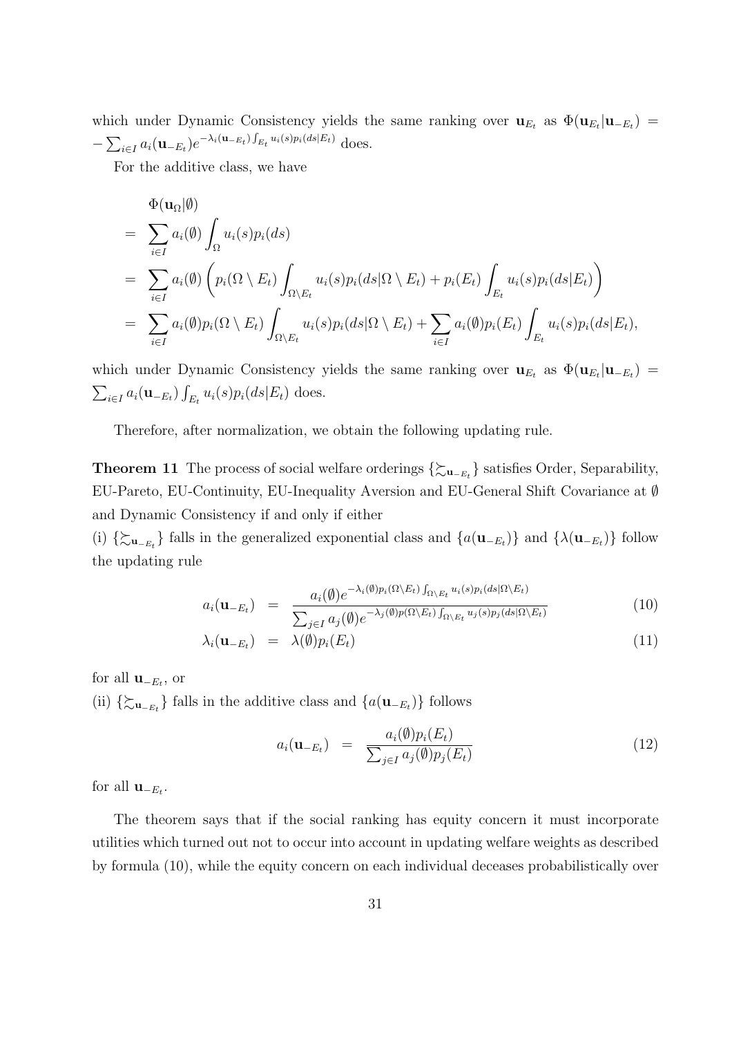which under Dynamic Consistency yields the same ranking over $\mathbf{u}_{E_t}$ as $\Phi(\mathbf{u}_{E_t}|\mathbf{u}_{-E_t}) = -\sum_{i\in I} a_i(\mathbf{u}_{-E_t}) e^{-\lambda_i(\mathbf{u}_{-E_t})\int_{E_t} u_i(s)p_i(ds|E_t)}$ does.

For the additive class, we have

$$
\begin{aligned}
& \Phi(\mathbf{u}_\Omega|\emptyset) \\
= & \sum_{i\in I} a_i(\emptyset) \int_\Omega u_i(s)p_i(ds) \\
= & \sum_{i\in I} a_i(\emptyset) \left( p_i(\Omega\setminus E_t) \int_{\Omega\setminus E_t} u_i(s)p_i(ds|\Omega\setminus E_t) + p_i(E_t)\int_{E_t} u_i(s)p_i(ds|E_t) \right) \\
= & \sum_{i\in I} a_i(\emptyset)p_i(\Omega\setminus E_t) \int_{\Omega\setminus E_t} u_i(s)p_i(ds|\Omega\setminus E_t) + \sum_{i\in I} a_i(\emptyset)p_i(E_t)\int_{E_t} u_i(s)p_i(ds|E_t),
\end{aligned}
$$

which under Dynamic Consistency yields the same ranking over $\mathbf{u}_{E_t}$ as $\Phi(\mathbf{u}_{E_t}|\mathbf{u}_{-E_t}) = \sum_{i\in I} a_i(\mathbf{u}_{-E_t}) \int_{E_t} u_i(s)p_i(ds|E_t)$ does.

Therefore, after normalization, we obtain the following updating rule.

**Theorem 11** The process of social welfare orderings $\{\succsim_{\mathbf{u}_{-E_t}}\}$ satisfies Order, Separability, EU-Pareto, EU-Continuity, EU-Inequality Aversion and EU-General Shift Covariance at $\emptyset$ and Dynamic Consistency if and only if either
(i) $\{\succsim_{\mathbf{u}_{-E_t}}\}$ falls in the generalized exponential class and $\{a(\mathbf{u}_{-E_t})\}$ and $\{\lambda(\mathbf{u}_{-E_t})\}$ follow the updating rule

$$
\begin{aligned}
a_i(\mathbf{u}_{-E_t}) &= \frac{a_i(\emptyset)e^{-\lambda_i(\emptyset)p_i(\Omega\setminus E_t)\int_{\Omega\setminus E_t} u_i(s)p_i(ds|\Omega\setminus E_t)}}{\sum_{j\in I} a_j(\emptyset)e^{-\lambda_j(\emptyset)p(\Omega\setminus E_t)\int_{\Omega\setminus E_t} u_j(s)p_j(ds|\Omega\setminus E_t)}} \qquad (10) \\
\lambda_i(\mathbf{u}_{-E_t}) &= \lambda(\emptyset)p_i(E_t) \qquad (11)
\end{aligned}
$$

for all $\mathbf{u}_{-E_t}$, or
(ii) $\{\succsim_{\mathbf{u}_{-E_t}}\}$ falls in the additive class and $\{a(\mathbf{u}_{-E_t})\}$ follows

$$
a_i(\mathbf{u}_{-E_t}) = \frac{a_i(\emptyset)p_i(E_t)}{\sum_{j\in I} a_j(\emptyset)p_j(E_t)} \qquad (12)
$$

for all $\mathbf{u}_{-E_t}$.

The theorem says that if the social ranking has equity concern it must incorporate utilities which turned out not to occur into account in updating welfare weights as described by formula (10), while the equity concern on each individual deceases probabilistically over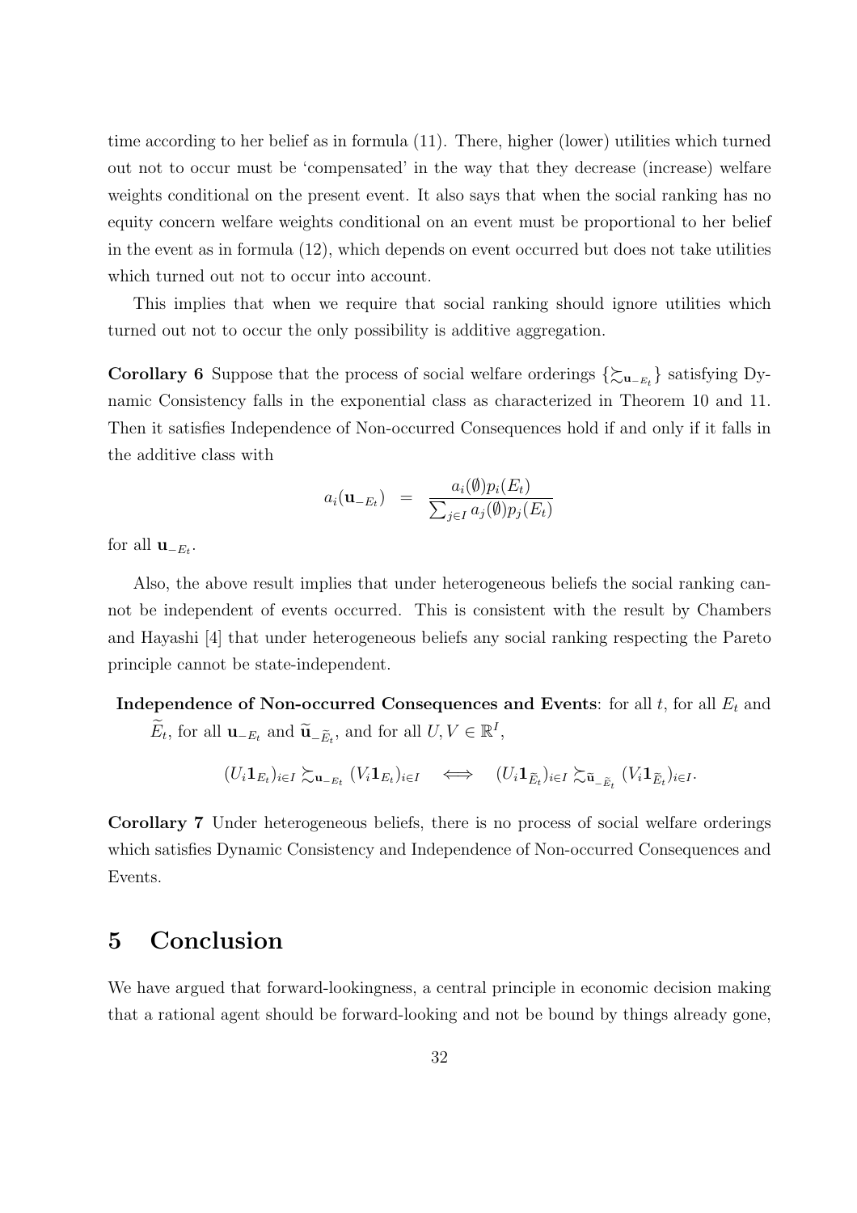time according to her belief as in formula (11). There, higher (lower) utilities which turned out not to occur must be 'compensated' in the way that they decrease (increase) welfare weights conditional on the present event. It also says that when the social ranking has no equity concern welfare weights conditional on an event must be proportional to her belief in the event as in formula (12), which depends on event occurred but does not take utilities which turned out not to occur into account.

This implies that when we require that social ranking should ignore utilities which turned out not to occur the only possibility is additive aggregation.

**Corollary 6** Suppose that the process of social welfare orderings $\{\succsim_{\mathbf{u}_{-E_t}}\}$ satisfying Dynamic Consistency falls in the exponential class as characterized in Theorem 10 and 11. Then it satisfies Independence of Non-occurred Consequences hold if and only if it falls in the additive class with

$$a_i(\mathbf{u}_{-E_t}) \;\; = \;\; \frac{a_i(\emptyset)p_i(E_t)}{\sum_{j\in I} a_j(\emptyset)p_j(E_t)}$$

for all $\mathbf{u}_{-E_t}$.

Also, the above result implies that under heterogeneous beliefs the social ranking cannot be independent of events occurred. This is consistent with the result by Chambers and Hayashi [4] that under heterogeneous beliefs any social ranking respecting the Pareto principle cannot be state-independent.

**Independence of Non-occurred Consequences and Events**: for all $t$, for all $E_t$ and $\widetilde{E}_t$, for all $\mathbf{u}_{-E_t}$ and $\widetilde{\mathbf{u}}_{-\widetilde{E}_t}$, and for all $U, V \in \mathbb{R}^I$,

$$(U_i \mathbf{1}_{E_t})_{i\in I} \succsim_{\mathbf{u}_{-E_t}} (V_i \mathbf{1}_{E_t})_{i\in I} \quad \Longleftrightarrow \quad (U_i \mathbf{1}_{\widetilde{E}_t})_{i\in I} \succsim_{\widetilde{\mathbf{u}}_{-\widetilde{E}_t}} (V_i \mathbf{1}_{\widetilde{E}_t})_{i\in I}.$$

**Corollary 7** Under heterogeneous beliefs, there is no process of social welfare orderings which satisfies Dynamic Consistency and Independence of Non-occurred Consequences and Events.

# 5 Conclusion

We have argued that forward-lookingness, a central principle in economic decision making that a rational agent should be forward-looking and not be bound by things already gone,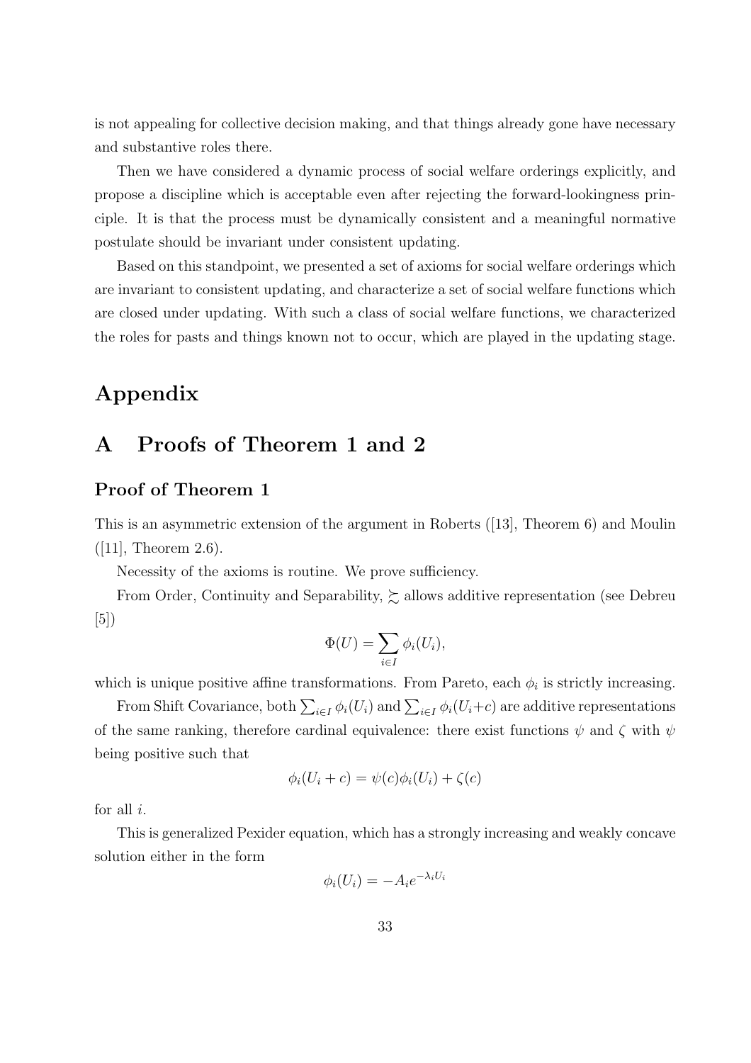is not appealing for collective decision making, and that things already gone have necessary and substantive roles there.

Then we have considered a dynamic process of social welfare orderings explicitly, and propose a discipline which is acceptable even after rejecting the forward-lookingness principle. It is that the process must be dynamically consistent and a meaningful normative postulate should be invariant under consistent updating.

Based on this standpoint, we presented a set of axioms for social welfare orderings which are invariant to consistent updating, and characterize a set of social welfare functions which are closed under updating. With such a class of social welfare functions, we characterized the roles for pasts and things known not to occur, which are played in the updating stage.

# Appendix

## A Proofs of Theorem 1 and 2

### Proof of Theorem 1

This is an asymmetric extension of the argument in Roberts ([13], Theorem 6) and Moulin ([11], Theorem 2.6).

Necessity of the axioms is routine. We prove sufficiency.

From Order, Continuity and Separability, $\succsim$ allows additive representation (see Debreu [5])

$$\Phi(U) = \sum_{i \in I} \phi_i(U_i),$$

which is unique positive affine transformations. From Pareto, each $\phi_i$ is strictly increasing.

From Shift Covariance, both $\sum_{i \in I} \phi_i(U_i)$ and $\sum_{i \in I} \phi_i(U_i + c)$ are additive representations of the same ranking, therefore cardinal equivalence: there exist functions $\psi$ and $\zeta$ with $\psi$ being positive such that

$$\phi_i(U_i + c) = \psi(c)\phi_i(U_i) + \zeta(c)$$

for all $i$.

This is generalized Pexider equation, which has a strongly increasing and weakly concave solution either in the form

$$\phi_i(U_i) = -A_i e^{-\lambda_i U_i}$$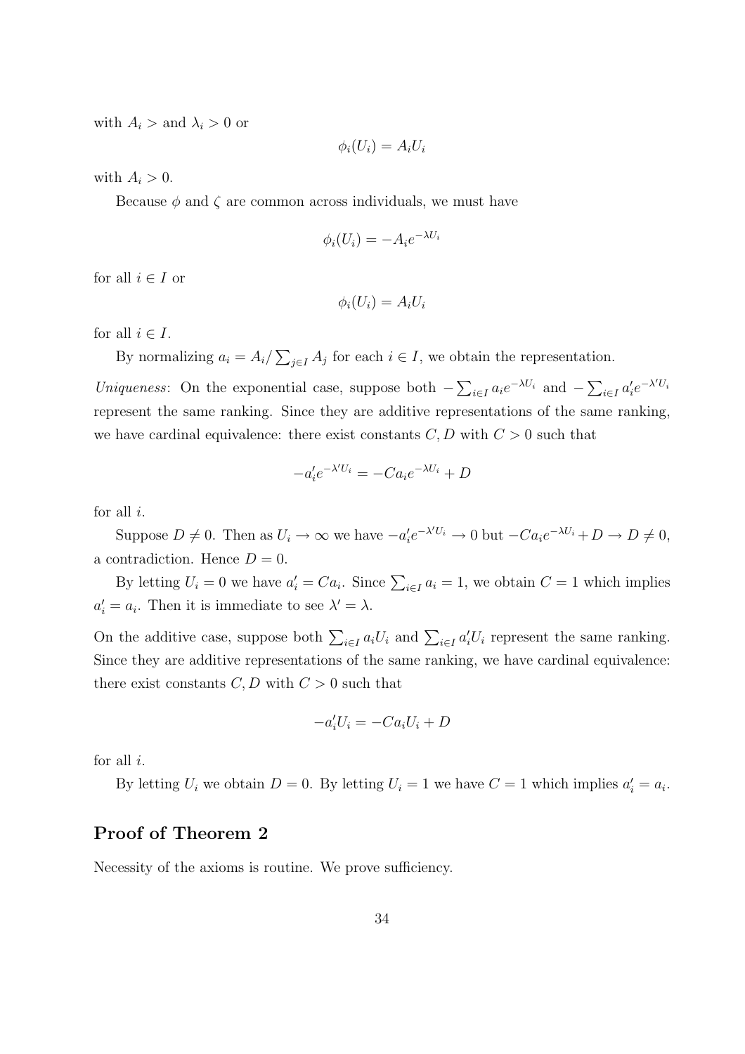with $A_i >$ and $\lambda_i > 0$ or

$$\phi_i(U_i) = A_i U_i$$

with $A_i > 0$.

Because $\phi$ and $\zeta$ are common across individuals, we must have

$$\phi_i(U_i) = -A_i e^{-\lambda U_i}$$

for all $i \in I$ or

$$\phi_i(U_i) = A_i U_i$$

for all $i \in I$.

By normalizing $a_i = A_i / \sum_{j \in I} A_j$ for each $i \in I$, we obtain the representation.

*Uniqueness*: On the exponential case, suppose both $-\sum_{i \in I} a_i e^{-\lambda U_i}$ and $-\sum_{i \in I} a'_i e^{-\lambda' U_i}$ represent the same ranking. Since they are additive representations of the same ranking, we have cardinal equivalence: there exist constants $C, D$ with $C > 0$ such that

$$-a'_i e^{-\lambda' U_i} = -C a_i e^{-\lambda U_i} + D$$

for all $i$.

Suppose $D \neq 0$. Then as $U_i \to \infty$ we have $-a'_i e^{-\lambda' U_i} \to 0$ but $-C a_i e^{-\lambda U_i} + D \to D \neq 0$, a contradiction. Hence $D = 0$.

By letting $U_i = 0$ we have $a'_i = C a_i$. Since $\sum_{i \in I} a_i = 1$, we obtain $C = 1$ which implies $a'_i = a_i$. Then it is immediate to see $\lambda' = \lambda$.

On the additive case, suppose both $\sum_{i \in I} a_i U_i$ and $\sum_{i \in I} a'_i U_i$ represent the same ranking. Since they are additive representations of the same ranking, we have cardinal equivalence: there exist constants $C, D$ with $C > 0$ such that

$$-a'_i U_i = -C a_i U_i + D$$

for all $i$.

By letting $U_i$ we obtain $D = 0$. By letting $U_i = 1$ we have $C = 1$ which implies $a'_i = a_i$.

## Proof of Theorem 2

Necessity of the axioms is routine. We prove sufficiency.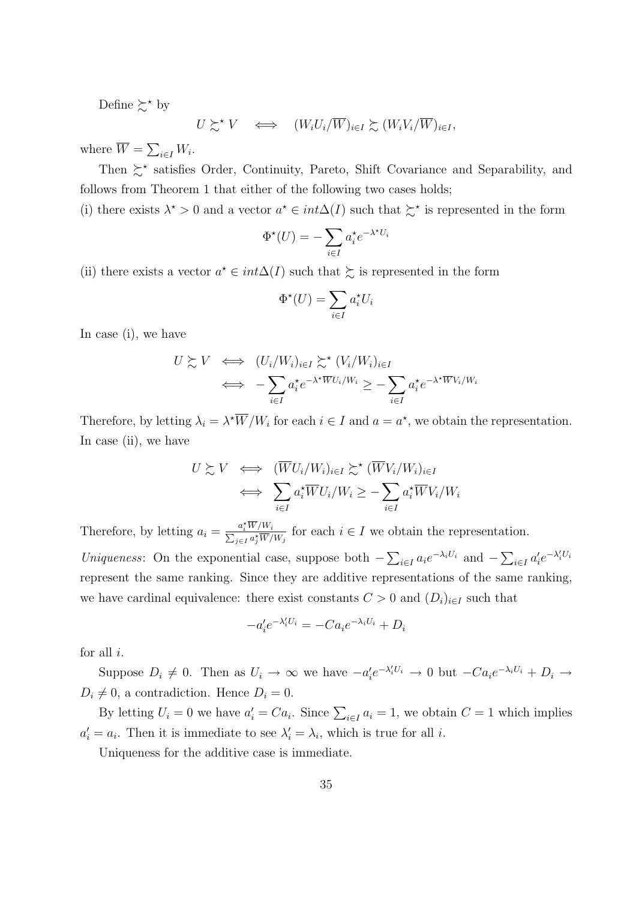Define $\succsim^\star$ by

$$U \succsim^\star V \quad \Longleftrightarrow \quad (W_i U_i/\overline{W})_{i\in I} \succsim (W_i V_i/\overline{W})_{i\in I},$$

where $\overline{W} = \sum_{i\in I} W_i$.

Then $\succsim^\star$ satisfies Order, Continuity, Pareto, Shift Covariance and Separability, and follows from Theorem 1 that either of the following two cases holds;

(i) there exists $\lambda^\star > 0$ and a vector $a^\star \in int\Delta(I)$ such that $\succsim^\star$ is represented in the form

$$\Phi^\star(U) = -\sum_{i\in I} a_i^\star e^{-\lambda^\star U_i}$$

(ii) there exists a vector $a^\star \in int\Delta(I)$ such that $\succsim$ is represented in the form

$$\Phi^\star(U) = \sum_{i\in I} a_i^\star U_i$$

In case (i), we have

$$\begin{aligned}
U \succsim V &\iff (U_i/W_i)_{i\in I} \succsim^\star (V_i/W_i)_{i\in I} \\
&\iff -\sum_{i\in I} a_i^\star e^{-\lambda^\star \overline{W} U_i/W_i} \geq -\sum_{i\in I} a_i^\star e^{-\lambda^\star \overline{W} V_i/W_i}
\end{aligned}$$

Therefore, by letting $\lambda_i = \lambda^\star \overline{W}/W_i$ for each $i \in I$ and $a = a^\star$, we obtain the representation.

In case (ii), we have

$$\begin{aligned}
U \succsim V &\iff (\overline{W} U_i/W_i)_{i\in I} \succsim^\star (\overline{W} V_i/W_i)_{i\in I} \\
&\iff \sum_{i\in I} a_i^\star \overline{W} U_i/W_i \geq -\sum_{i\in I} a_i^\star \overline{W} V_i/W_i
\end{aligned}$$

Therefore, by letting $a_i = \frac{a_i^\star \overline{W}/W_i}{\sum_{j\in I} a_j^\star \overline{W}/W_j}$ for each $i \in I$ we obtain the representation.

*Uniqueness*: On the exponential case, suppose both $-\sum_{i\in I} a_i e^{-\lambda_i U_i}$ and $-\sum_{i\in I} a_i' e^{-\lambda_i' U_i}$ represent the same ranking. Since they are additive representations of the same ranking, we have cardinal equivalence: there exist constants $C > 0$ and $(D_i)_{i\in I}$ such that

$$-a_i' e^{-\lambda_i' U_i} = -C a_i e^{-\lambda_i U_i} + D_i$$

for all $i$.

Suppose $D_i \neq 0$. Then as $U_i \to \infty$ we have $-a_i' e^{-\lambda_i' U_i} \to 0$ but $-C a_i e^{-\lambda_i U_i} + D_i \to D_i \neq 0$, a contradiction. Hence $D_i = 0$.

By letting $U_i = 0$ we have $a_i' = C a_i$. Since $\sum_{i\in I} a_i = 1$, we obtain $C = 1$ which implies $a_i' = a_i$. Then it is immediate to see $\lambda_i' = \lambda_i$, which is true for all $i$.

Uniqueness for the additive case is immediate.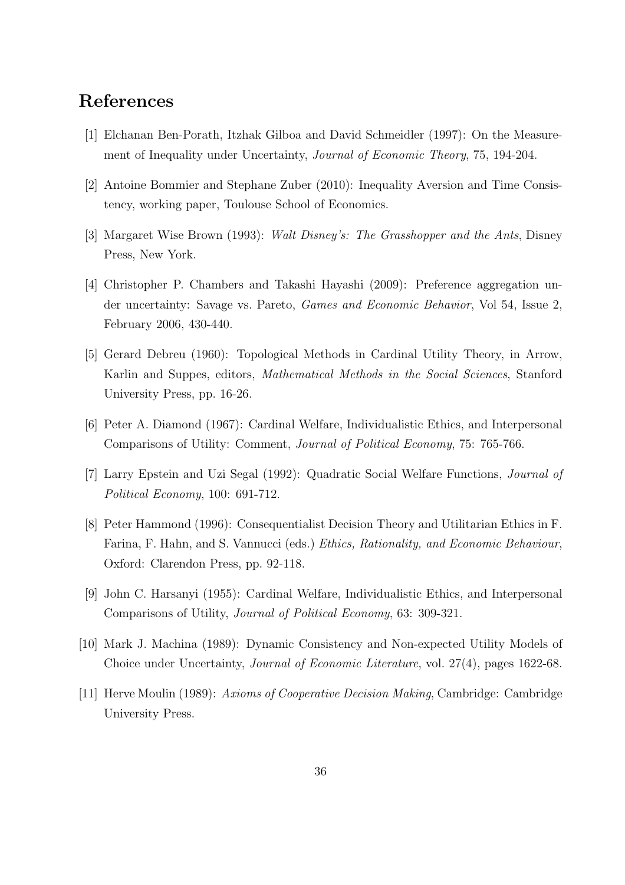# References

[1] Elchanan Ben-Porath, Itzhak Gilboa and David Schmeidler (1997): On the Measurement of Inequality under Uncertainty, *Journal of Economic Theory*, 75, 194-204.

[2] Antoine Bommier and Stephane Zuber (2010): Inequality Aversion and Time Consistency, working paper, Toulouse School of Economics.

[3] Margaret Wise Brown (1993): *Walt Disney's: The Grasshopper and the Ants*, Disney Press, New York.

[4] Christopher P. Chambers and Takashi Hayashi (2009): Preference aggregation under uncertainty: Savage vs. Pareto, *Games and Economic Behavior*, Vol 54, Issue 2, February 2006, 430-440.

[5] Gerard Debreu (1960): Topological Methods in Cardinal Utility Theory, in Arrow, Karlin and Suppes, editors, *Mathematical Methods in the Social Sciences*, Stanford University Press, pp. 16-26.

[6] Peter A. Diamond (1967): Cardinal Welfare, Individualistic Ethics, and Interpersonal Comparisons of Utility: Comment, *Journal of Political Economy*, 75: 765-766.

[7] Larry Epstein and Uzi Segal (1992): Quadratic Social Welfare Functions, *Journal of Political Economy*, 100: 691-712.

[8] Peter Hammond (1996): Consequentialist Decision Theory and Utilitarian Ethics in F. Farina, F. Hahn, and S. Vannucci (eds.) *Ethics, Rationality, and Economic Behaviour*, Oxford: Clarendon Press, pp. 92-118.

[9] John C. Harsanyi (1955): Cardinal Welfare, Individualistic Ethics, and Interpersonal Comparisons of Utility, *Journal of Political Economy*, 63: 309-321.

[10] Mark J. Machina (1989): Dynamic Consistency and Non-expected Utility Models of Choice under Uncertainty, *Journal of Economic Literature*, vol. 27(4), pages 1622-68.

[11] Herve Moulin (1989): *Axioms of Cooperative Decision Making*, Cambridge: Cambridge University Press.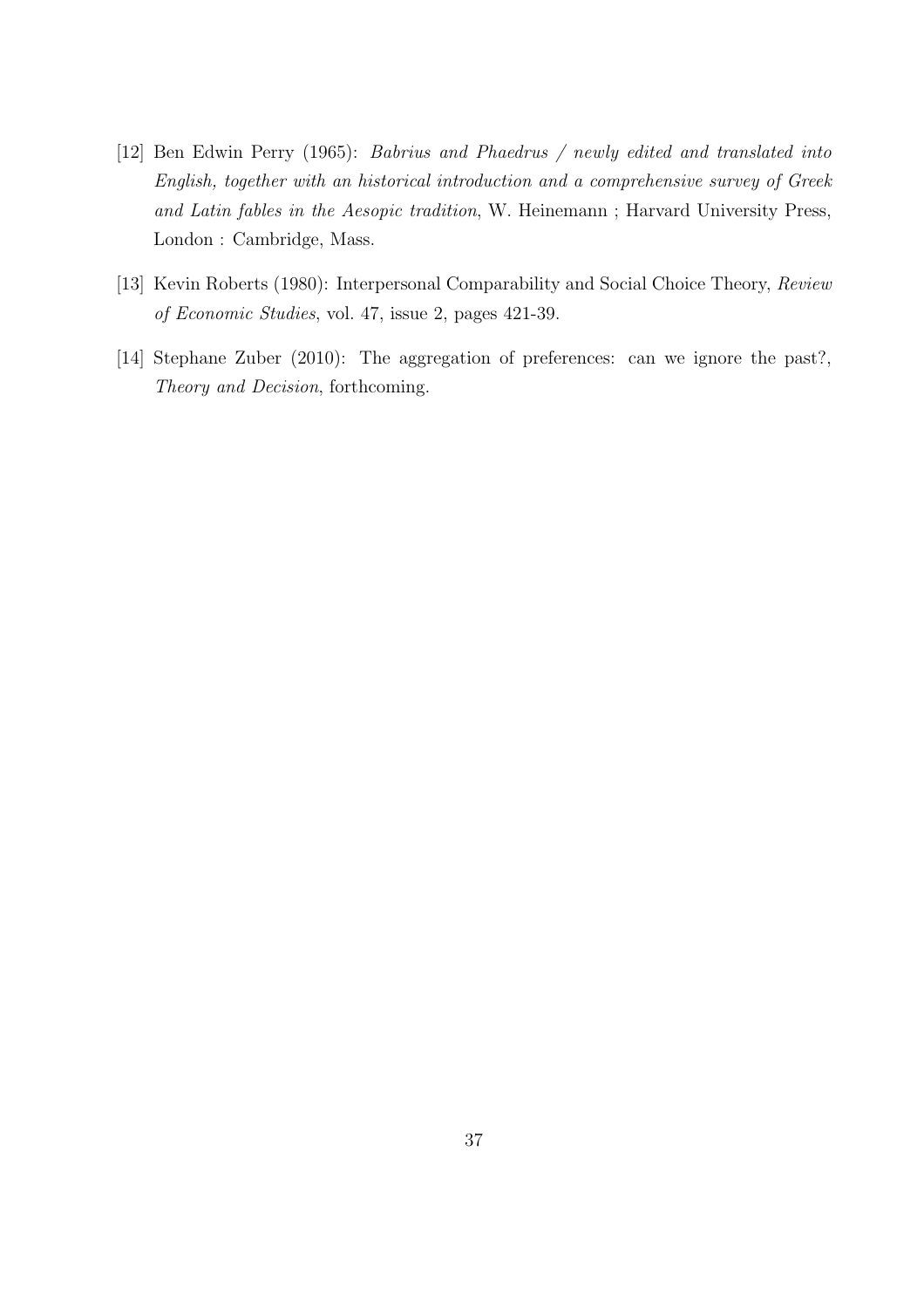[12] Ben Edwin Perry (1965): *Babrius and Phaedrus / newly edited and translated into English, together with an historical introduction and a comprehensive survey of Greek and Latin fables in the Aesopic tradition*, W. Heinemann ; Harvard University Press, London : Cambridge, Mass.

[13] Kevin Roberts (1980): Interpersonal Comparability and Social Choice Theory, *Review of Economic Studies*, vol. 47, issue 2, pages 421-39.

[14] Stephane Zuber (2010): The aggregation of preferences: can we ignore the past?, *Theory and Decision*, forthcoming.